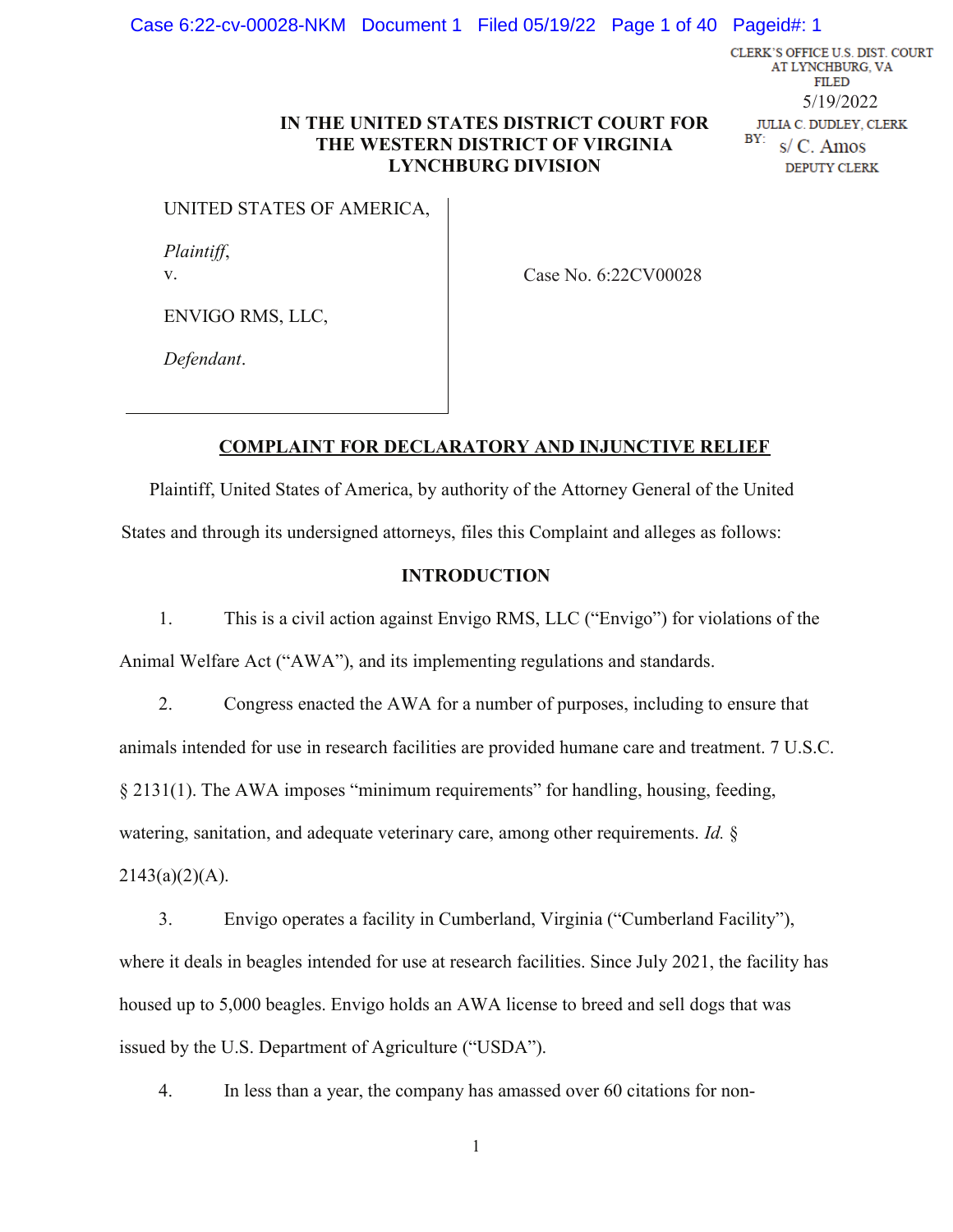CLERK'S OFFICE U.S. DIST. COURT
AT LYNCHBURG, VA
FILED
5/19/2022
JULIA C. DUDLEY, CLERK
BY: s/ C. Amos
DEPUTY CLERK

**IN THE UNITED STATES DISTRICT COURT FOR THE WESTERN DISTRICT OF VIRGINIA LYNCHBURG DIVISION**

UNITED STATES OF AMERICA,

*Plaintiff*,
v.

ENVIGO RMS, LLC,

*Defendant*.

Case No. 6:22CV00028

## COMPLAINT FOR DECLARATORY AND INJUNCTIVE RELIEF

Plaintiff, United States of America, by authority of the Attorney General of the United States and through its undersigned attorneys, files this Complaint and alleges as follows:

## INTRODUCTION

1. This is a civil action against Envigo RMS, LLC ("Envigo") for violations of the Animal Welfare Act ("AWA"), and its implementing regulations and standards.

2. Congress enacted the AWA for a number of purposes, including to ensure that animals intended for use in research facilities are provided humane care and treatment. 7 U.S.C. § 2131(1). The AWA imposes "minimum requirements" for handling, housing, feeding, watering, sanitation, and adequate veterinary care, among other requirements. *Id.* § 2143(a)(2)(A).

3. Envigo operates a facility in Cumberland, Virginia ("Cumberland Facility"), where it deals in beagles intended for use at research facilities. Since July 2021, the facility has housed up to 5,000 beagles. Envigo holds an AWA license to breed and sell dogs that was issued by the U.S. Department of Agriculture ("USDA").

4. In less than a year, the company has amassed over 60 citations for non-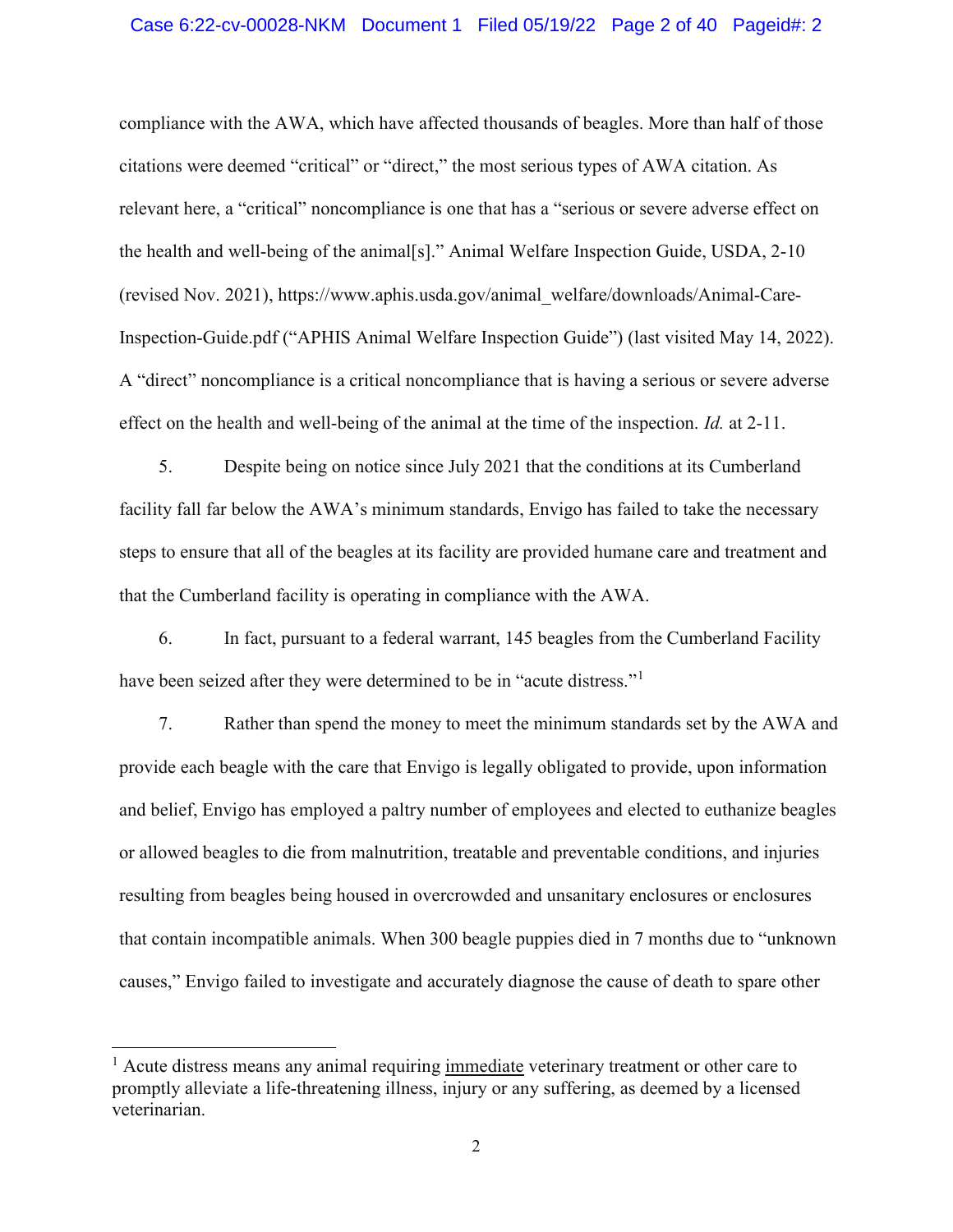compliance with the AWA, which have affected thousands of beagles. More than half of those citations were deemed "critical" or "direct," the most serious types of AWA citation. As relevant here, a "critical" noncompliance is one that has a "serious or severe adverse effect on the health and well-being of the animal[s]." Animal Welfare Inspection Guide, USDA, 2-10 (revised Nov. 2021), https://www.aphis.usda.gov/animal_welfare/downloads/Animal-Care-Inspection-Guide.pdf ("APHIS Animal Welfare Inspection Guide") (last visited May 14, 2022). A "direct" noncompliance is a critical noncompliance that is having a serious or severe adverse effect on the health and well-being of the animal at the time of the inspection. *Id.* at 2-11.

5. Despite being on notice since July 2021 that the conditions at its Cumberland facility fall far below the AWA's minimum standards, Envigo has failed to take the necessary steps to ensure that all of the beagles at its facility are provided humane care and treatment and that the Cumberland facility is operating in compliance with the AWA.

6. In fact, pursuant to a federal warrant, 145 beagles from the Cumberland Facility have been seized after they were determined to be in "acute distress."[1]

7. Rather than spend the money to meet the minimum standards set by the AWA and provide each beagle with the care that Envigo is legally obligated to provide, upon information and belief, Envigo has employed a paltry number of employees and elected to euthanize beagles or allowed beagles to die from malnutrition, treatable and preventable conditions, and injuries resulting from beagles being housed in overcrowded and unsanitary enclosures or enclosures that contain incompatible animals. When 300 beagle puppies died in 7 months due to "unknown causes," Envigo failed to investigate and accurately diagnose the cause of death to spare other

[1] Acute distress means any animal requiring <u>immediate</u> veterinary treatment or other care to promptly alleviate a life-threatening illness, injury or any suffering, as deemed by a licensed veterinarian.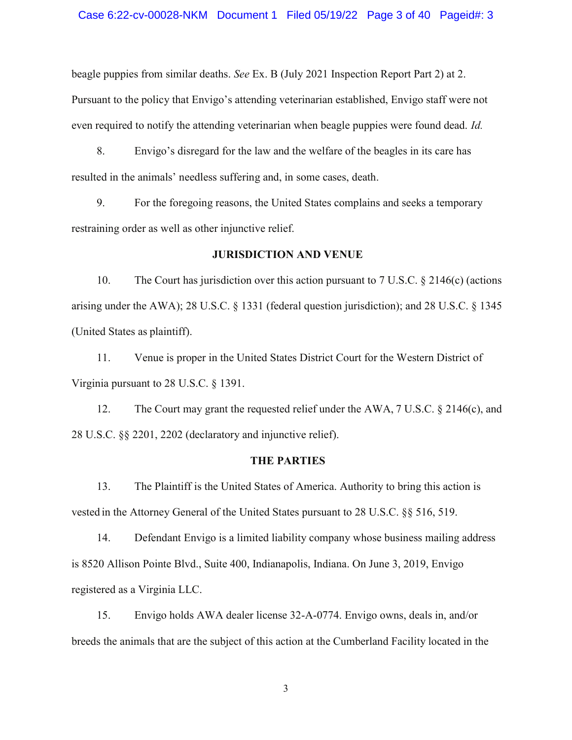beagle puppies from similar deaths. *See* Ex. B (July 2021 Inspection Report Part 2) at 2. Pursuant to the policy that Envigo's attending veterinarian established, Envigo staff were not even required to notify the attending veterinarian when beagle puppies were found dead. *Id.*

8. Envigo's disregard for the law and the welfare of the beagles in its care has resulted in the animals' needless suffering and, in some cases, death.

9. For the foregoing reasons, the United States complains and seeks a temporary restraining order as well as other injunctive relief.

**JURISDICTION AND VENUE**

10. The Court has jurisdiction over this action pursuant to 7 U.S.C. § 2146(c) (actions arising under the AWA); 28 U.S.C. § 1331 (federal question jurisdiction); and 28 U.S.C. § 1345 (United States as plaintiff).

11. Venue is proper in the United States District Court for the Western District of Virginia pursuant to 28 U.S.C. § 1391.

12. The Court may grant the requested relief under the AWA, 7 U.S.C. § 2146(c), and 28 U.S.C. §§ 2201, 2202 (declaratory and injunctive relief).

**THE PARTIES**

13. The Plaintiff is the United States of America. Authority to bring this action is vested in the Attorney General of the United States pursuant to 28 U.S.C. §§ 516, 519.

14. Defendant Envigo is a limited liability company whose business mailing address is 8520 Allison Pointe Blvd., Suite 400, Indianapolis, Indiana. On June 3, 2019, Envigo registered as a Virginia LLC.

15. Envigo holds AWA dealer license 32-A-0774. Envigo owns, deals in, and/or breeds the animals that are the subject of this action at the Cumberland Facility located in the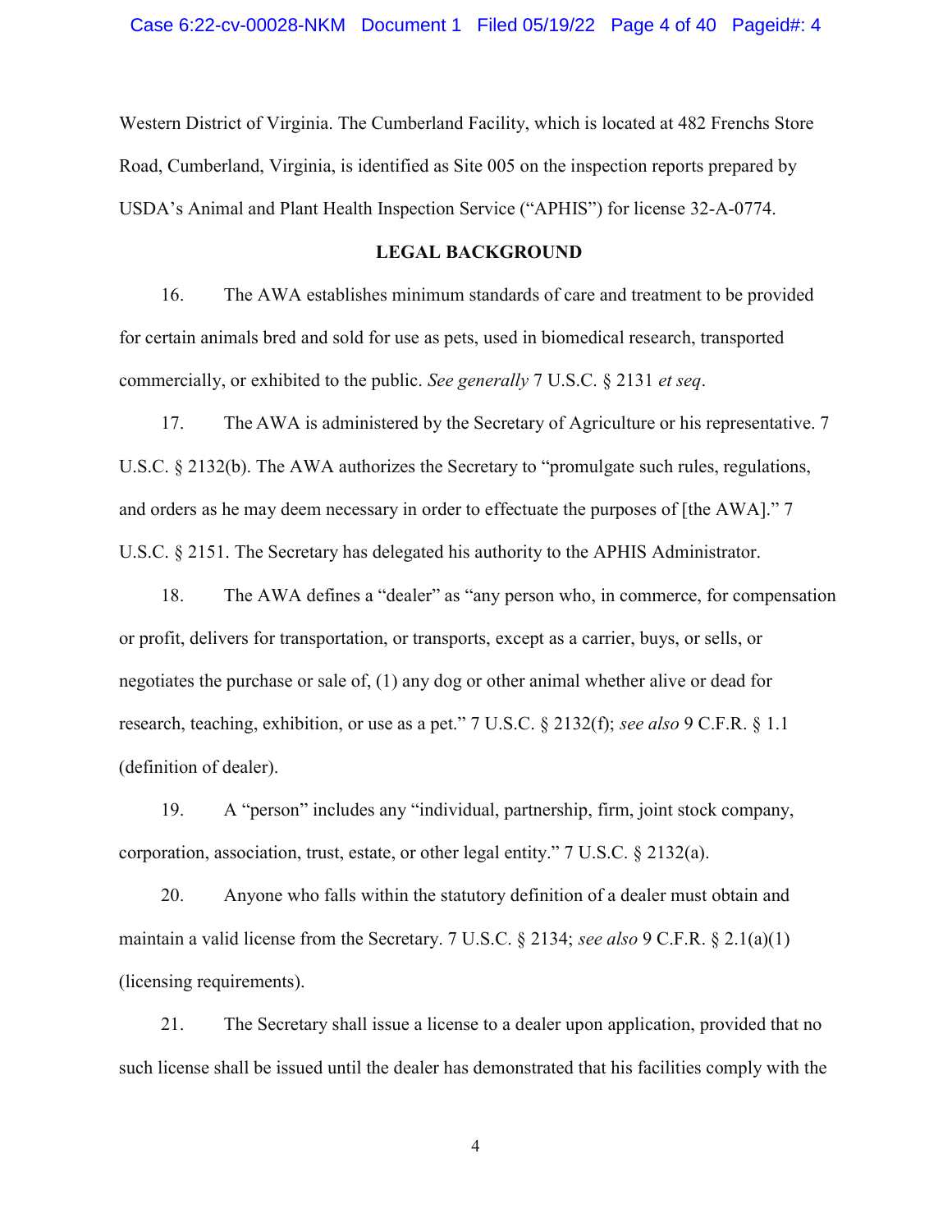Western District of Virginia. The Cumberland Facility, which is located at 482 Frenchs Store Road, Cumberland, Virginia, is identified as Site 005 on the inspection reports prepared by USDA's Animal and Plant Health Inspection Service ("APHIS") for license 32-A-0774.

## LEGAL BACKGROUND

16. The AWA establishes minimum standards of care and treatment to be provided for certain animals bred and sold for use as pets, used in biomedical research, transported commercially, or exhibited to the public. *See generally* 7 U.S.C. § 2131 *et seq*.

17. The AWA is administered by the Secretary of Agriculture or his representative. 7 U.S.C. § 2132(b). The AWA authorizes the Secretary to "promulgate such rules, regulations, and orders as he may deem necessary in order to effectuate the purposes of [the AWA]." 7 U.S.C. § 2151. The Secretary has delegated his authority to the APHIS Administrator.

18. The AWA defines a "dealer" as "any person who, in commerce, for compensation or profit, delivers for transportation, or transports, except as a carrier, buys, or sells, or negotiates the purchase or sale of, (1) any dog or other animal whether alive or dead for research, teaching, exhibition, or use as a pet." 7 U.S.C. § 2132(f); *see also* 9 C.F.R. § 1.1 (definition of dealer).

19. A "person" includes any "individual, partnership, firm, joint stock company, corporation, association, trust, estate, or other legal entity." 7 U.S.C. § 2132(a).

20. Anyone who falls within the statutory definition of a dealer must obtain and maintain a valid license from the Secretary. 7 U.S.C. § 2134; *see also* 9 C.F.R. § 2.1(a)(1) (licensing requirements).

21. The Secretary shall issue a license to a dealer upon application, provided that no such license shall be issued until the dealer has demonstrated that his facilities comply with the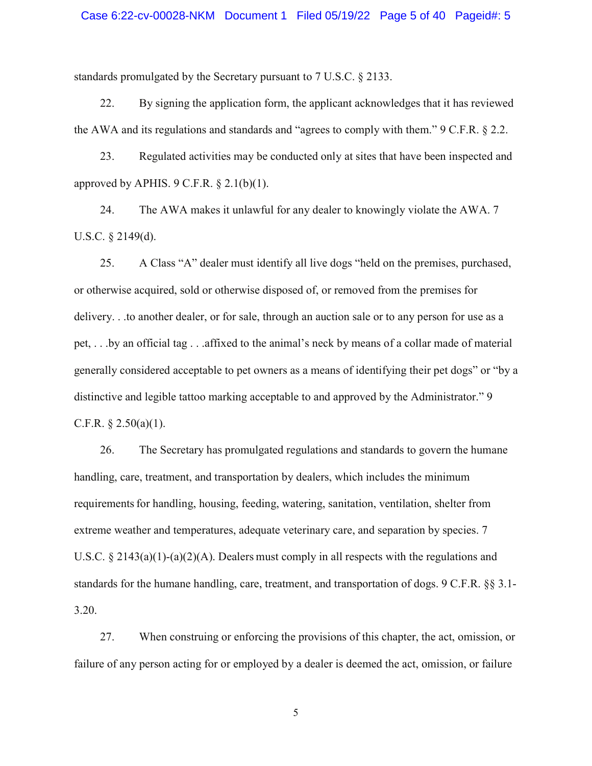standards promulgated by the Secretary pursuant to 7 U.S.C. § 2133.

22. By signing the application form, the applicant acknowledges that it has reviewed the AWA and its regulations and standards and "agrees to comply with them." 9 C.F.R. § 2.2.

23. Regulated activities may be conducted only at sites that have been inspected and approved by APHIS. 9 C.F.R. § 2.1(b)(1).

24. The AWA makes it unlawful for any dealer to knowingly violate the AWA. 7 U.S.C. § 2149(d).

25. A Class "A" dealer must identify all live dogs "held on the premises, purchased, or otherwise acquired, sold or otherwise disposed of, or removed from the premises for delivery. . .to another dealer, or for sale, through an auction sale or to any person for use as a pet, . . .by an official tag . . .affixed to the animal's neck by means of a collar made of material generally considered acceptable to pet owners as a means of identifying their pet dogs" or "by a distinctive and legible tattoo marking acceptable to and approved by the Administrator." 9 C.F.R. § 2.50(a)(1).

26. The Secretary has promulgated regulations and standards to govern the humane handling, care, treatment, and transportation by dealers, which includes the minimum requirements for handling, housing, feeding, watering, sanitation, ventilation, shelter from extreme weather and temperatures, adequate veterinary care, and separation by species. 7 U.S.C. § 2143(a)(1)-(a)(2)(A). Dealers must comply in all respects with the regulations and standards for the humane handling, care, treatment, and transportation of dogs. 9 C.F.R. §§ 3.1-3.20.

27. When construing or enforcing the provisions of this chapter, the act, omission, or failure of any person acting for or employed by a dealer is deemed the act, omission, or failure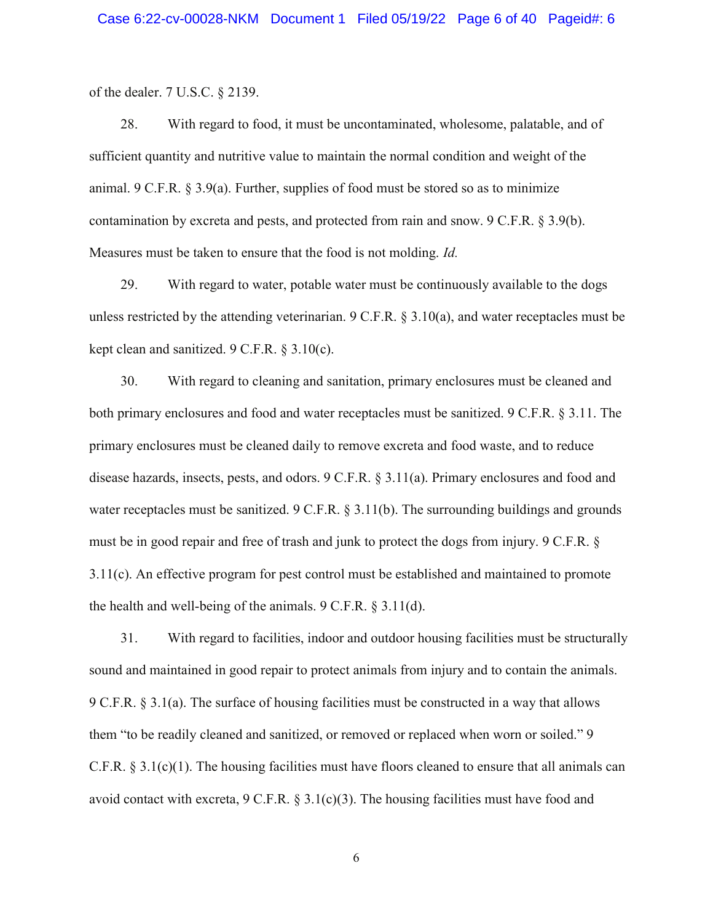of the dealer. 7 U.S.C. § 2139.

28. With regard to food, it must be uncontaminated, wholesome, palatable, and of sufficient quantity and nutritive value to maintain the normal condition and weight of the animal. 9 C.F.R. § 3.9(a). Further, supplies of food must be stored so as to minimize contamination by excreta and pests, and protected from rain and snow. 9 C.F.R. § 3.9(b). Measures must be taken to ensure that the food is not molding. *Id.*

29. With regard to water, potable water must be continuously available to the dogs unless restricted by the attending veterinarian. 9 C.F.R. § 3.10(a), and water receptacles must be kept clean and sanitized. 9 C.F.R. § 3.10(c).

30. With regard to cleaning and sanitation, primary enclosures must be cleaned and both primary enclosures and food and water receptacles must be sanitized. 9 C.F.R. § 3.11. The primary enclosures must be cleaned daily to remove excreta and food waste, and to reduce disease hazards, insects, pests, and odors. 9 C.F.R. § 3.11(a). Primary enclosures and food and water receptacles must be sanitized. 9 C.F.R. § 3.11(b). The surrounding buildings and grounds must be in good repair and free of trash and junk to protect the dogs from injury. 9 C.F.R. § 3.11(c). An effective program for pest control must be established and maintained to promote the health and well-being of the animals. 9 C.F.R. § 3.11(d).

31. With regard to facilities, indoor and outdoor housing facilities must be structurally sound and maintained in good repair to protect animals from injury and to contain the animals. 9 C.F.R. § 3.1(a). The surface of housing facilities must be constructed in a way that allows them "to be readily cleaned and sanitized, or removed or replaced when worn or soiled." 9 C.F.R. § 3.1(c)(1). The housing facilities must have floors cleaned to ensure that all animals can avoid contact with excreta, 9 C.F.R. § 3.1(c)(3). The housing facilities must have food and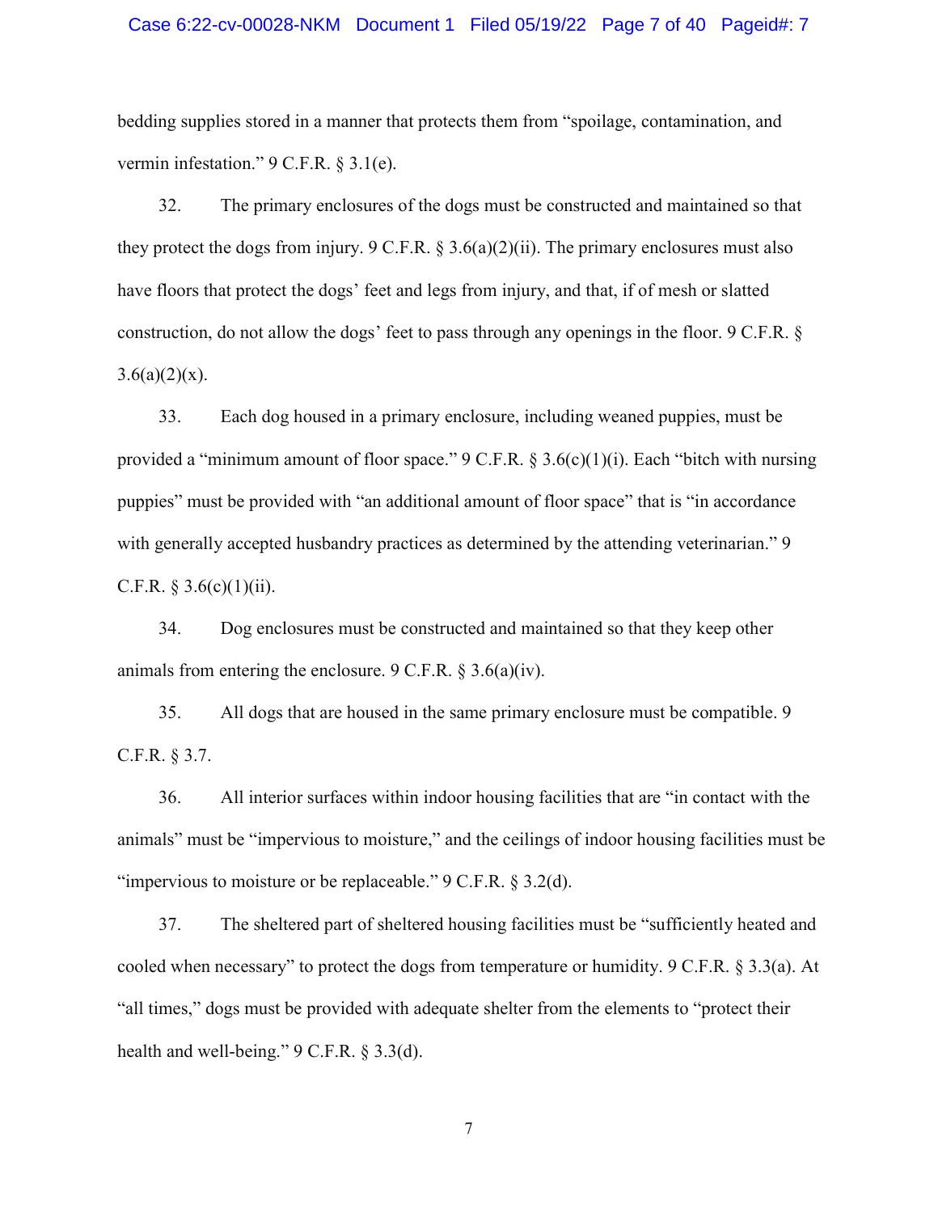bedding supplies stored in a manner that protects them from "spoilage, contamination, and vermin infestation." 9 C.F.R. § 3.1(e).

32. The primary enclosures of the dogs must be constructed and maintained so that they protect the dogs from injury. 9 C.F.R. § 3.6(a)(2)(ii). The primary enclosures must also have floors that protect the dogs' feet and legs from injury, and that, if of mesh or slatted construction, do not allow the dogs' feet to pass through any openings in the floor. 9 C.F.R. § 3.6(a)(2)(x).

33. Each dog housed in a primary enclosure, including weaned puppies, must be provided a "minimum amount of floor space." 9 C.F.R. § 3.6(c)(1)(i). Each "bitch with nursing puppies" must be provided with "an additional amount of floor space" that is "in accordance with generally accepted husbandry practices as determined by the attending veterinarian." 9 C.F.R. § 3.6(c)(1)(ii).

34. Dog enclosures must be constructed and maintained so that they keep other animals from entering the enclosure. 9 C.F.R. § 3.6(a)(iv).

35. All dogs that are housed in the same primary enclosure must be compatible. 9 C.F.R. § 3.7.

36. All interior surfaces within indoor housing facilities that are "in contact with the animals" must be "impervious to moisture," and the ceilings of indoor housing facilities must be "impervious to moisture or be replaceable." 9 C.F.R. § 3.2(d).

37. The sheltered part of sheltered housing facilities must be "sufficiently heated and cooled when necessary" to protect the dogs from temperature or humidity. 9 C.F.R. § 3.3(a). At "all times," dogs must be provided with adequate shelter from the elements to "protect their health and well-being." 9 C.F.R. § 3.3(d).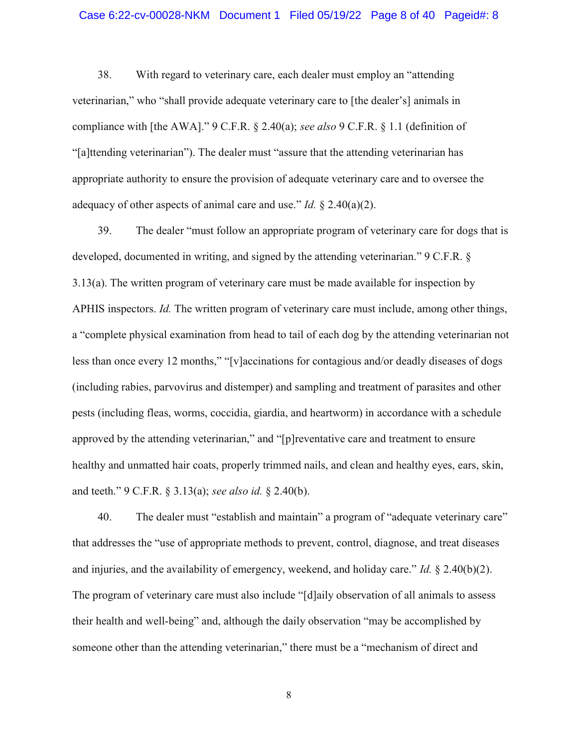38. With regard to veterinary care, each dealer must employ an "attending veterinarian," who "shall provide adequate veterinary care to [the dealer's] animals in compliance with [the AWA]." 9 C.F.R. § 2.40(a); *see also* 9 C.F.R. § 1.1 (definition of "[a]ttending veterinarian"). The dealer must "assure that the attending veterinarian has appropriate authority to ensure the provision of adequate veterinary care and to oversee the adequacy of other aspects of animal care and use." *Id.* § 2.40(a)(2).

39. The dealer "must follow an appropriate program of veterinary care for dogs that is developed, documented in writing, and signed by the attending veterinarian." 9 C.F.R. § 3.13(a). The written program of veterinary care must be made available for inspection by APHIS inspectors. *Id.* The written program of veterinary care must include, among other things, a "complete physical examination from head to tail of each dog by the attending veterinarian not less than once every 12 months," "[v]accinations for contagious and/or deadly diseases of dogs (including rabies, parvovirus and distemper) and sampling and treatment of parasites and other pests (including fleas, worms, coccidia, giardia, and heartworm) in accordance with a schedule approved by the attending veterinarian," and "[p]reventative care and treatment to ensure healthy and unmatted hair coats, properly trimmed nails, and clean and healthy eyes, ears, skin, and teeth." 9 C.F.R. § 3.13(a); *see also id.* § 2.40(b).

40. The dealer must "establish and maintain" a program of "adequate veterinary care" that addresses the "use of appropriate methods to prevent, control, diagnose, and treat diseases and injuries, and the availability of emergency, weekend, and holiday care." *Id.* § 2.40(b)(2). The program of veterinary care must also include "[d]aily observation of all animals to assess their health and well-being" and, although the daily observation "may be accomplished by someone other than the attending veterinarian," there must be a "mechanism of direct and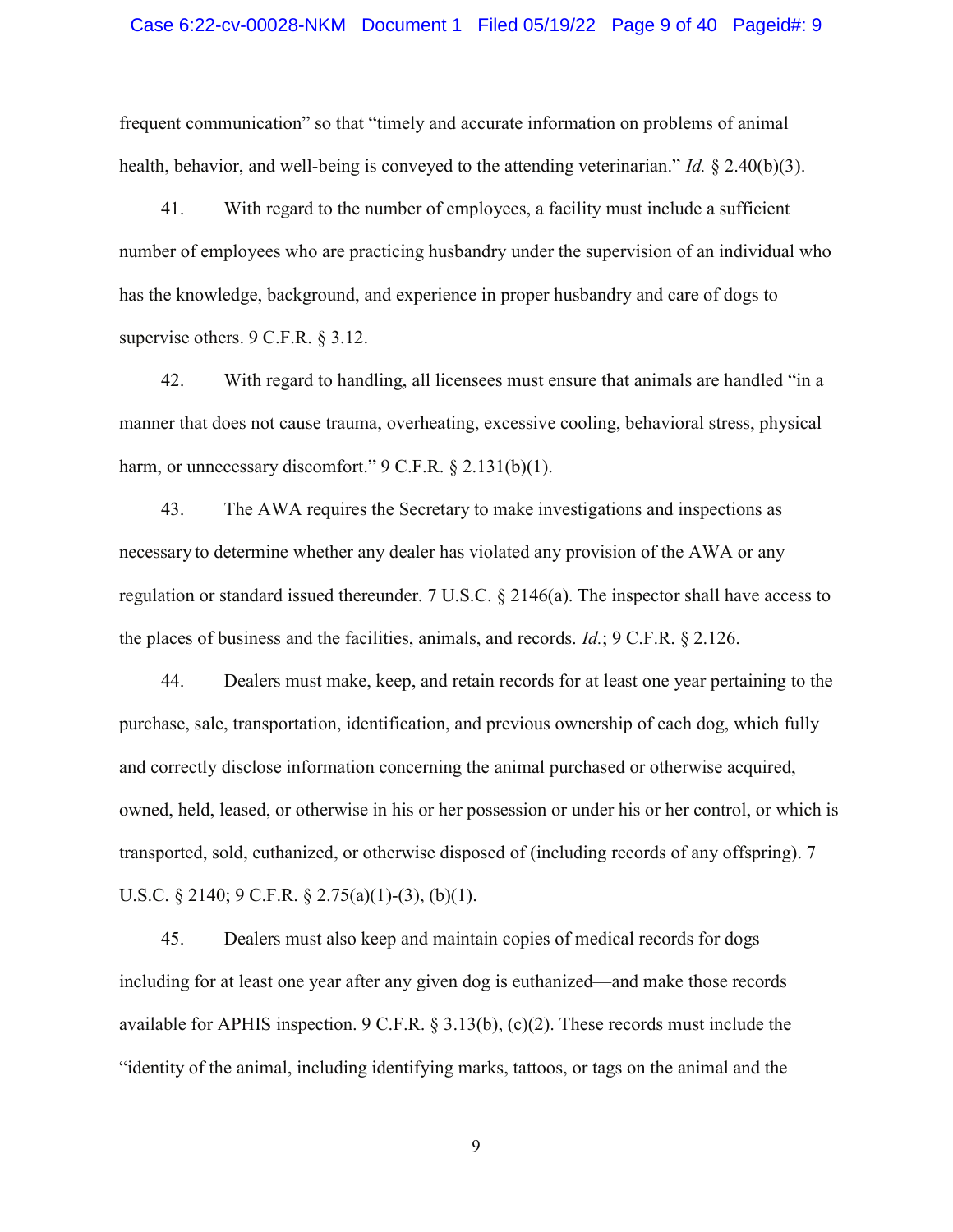frequent communication" so that "timely and accurate information on problems of animal health, behavior, and well-being is conveyed to the attending veterinarian." *Id.* § 2.40(b)(3).

41. With regard to the number of employees, a facility must include a sufficient number of employees who are practicing husbandry under the supervision of an individual who has the knowledge, background, and experience in proper husbandry and care of dogs to supervise others. 9 C.F.R. § 3.12.

42. With regard to handling, all licensees must ensure that animals are handled "in a manner that does not cause trauma, overheating, excessive cooling, behavioral stress, physical harm, or unnecessary discomfort." 9 C.F.R. § 2.131(b)(1).

43. The AWA requires the Secretary to make investigations and inspections as necessary to determine whether any dealer has violated any provision of the AWA or any regulation or standard issued thereunder. 7 U.S.C. § 2146(a). The inspector shall have access to the places of business and the facilities, animals, and records. *Id.*; 9 C.F.R. § 2.126.

44. Dealers must make, keep, and retain records for at least one year pertaining to the purchase, sale, transportation, identification, and previous ownership of each dog, which fully and correctly disclose information concerning the animal purchased or otherwise acquired, owned, held, leased, or otherwise in his or her possession or under his or her control, or which is transported, sold, euthanized, or otherwise disposed of (including records of any offspring). 7 U.S.C. § 2140; 9 C.F.R. § 2.75(a)(1)-(3), (b)(1).

45. Dealers must also keep and maintain copies of medical records for dogs – including for at least one year after any given dog is euthanized—and make those records available for APHIS inspection. 9 C.F.R. § 3.13(b), (c)(2). These records must include the "identity of the animal, including identifying marks, tattoos, or tags on the animal and the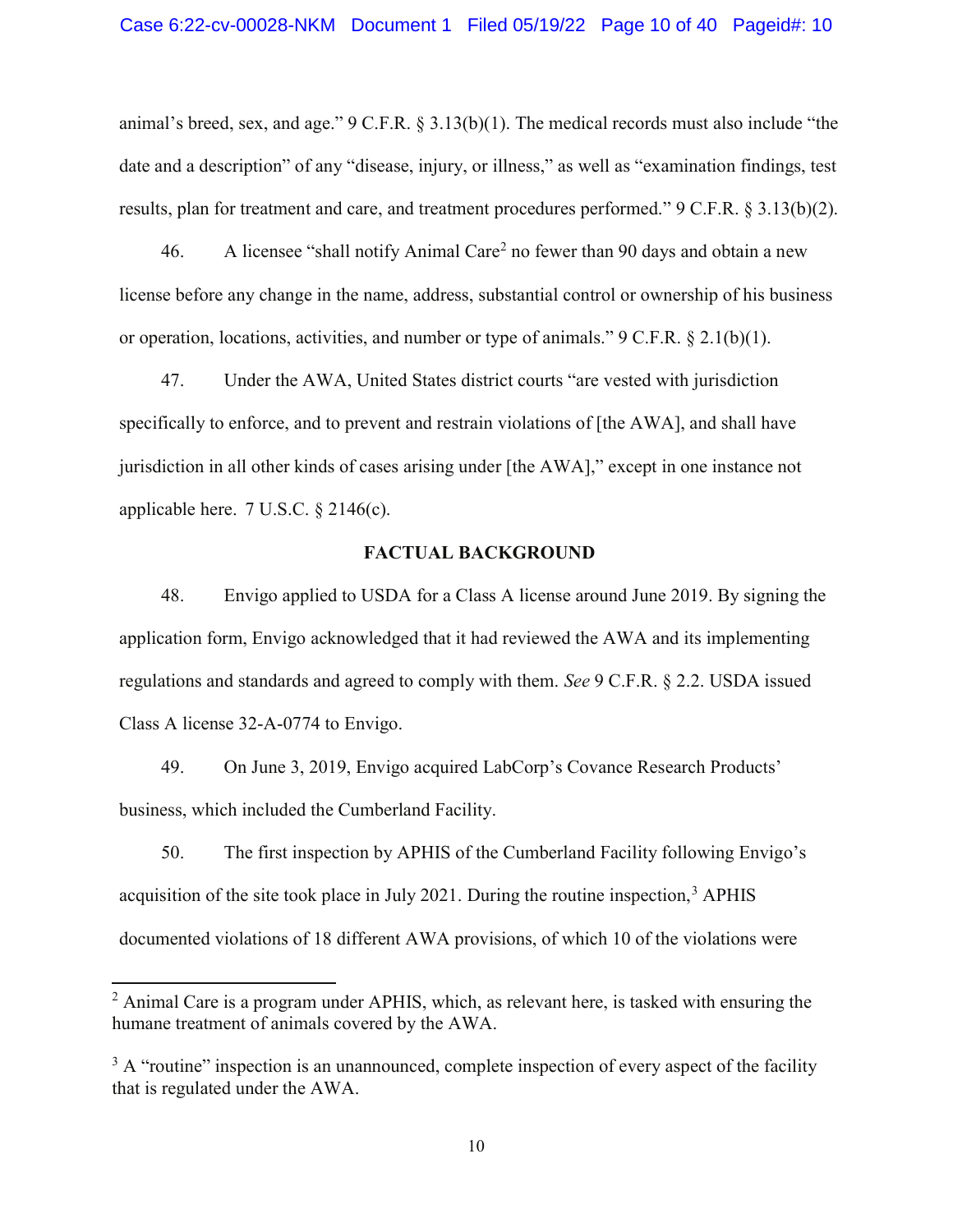animal's breed, sex, and age." 9 C.F.R. § 3.13(b)(1). The medical records must also include "the date and a description" of any "disease, injury, or illness," as well as "examination findings, test results, plan for treatment and care, and treatment procedures performed." 9 C.F.R. § 3.13(b)(2).

46. A licensee "shall notify Animal Care[2] no fewer than 90 days and obtain a new license before any change in the name, address, substantial control or ownership of his business or operation, locations, activities, and number or type of animals." 9 C.F.R. § 2.1(b)(1).

47. Under the AWA, United States district courts "are vested with jurisdiction specifically to enforce, and to prevent and restrain violations of [the AWA], and shall have jurisdiction in all other kinds of cases arising under [the AWA]," except in one instance not applicable here. 7 U.S.C. § 2146(c).

## FACTUAL BACKGROUND

48. Envigo applied to USDA for a Class A license around June 2019. By signing the application form, Envigo acknowledged that it had reviewed the AWA and its implementing regulations and standards and agreed to comply with them. *See* 9 C.F.R. § 2.2. USDA issued Class A license 32-A-0774 to Envigo.

49. On June 3, 2019, Envigo acquired LabCorp's Covance Research Products' business, which included the Cumberland Facility.

50. The first inspection by APHIS of the Cumberland Facility following Envigo's acquisition of the site took place in July 2021. During the routine inspection,[3] APHIS documented violations of 18 different AWA provisions, of which 10 of the violations were

---

[2] Animal Care is a program under APHIS, which, as relevant here, is tasked with ensuring the humane treatment of animals covered by the AWA.

[3] A "routine" inspection is an unannounced, complete inspection of every aspect of the facility that is regulated under the AWA.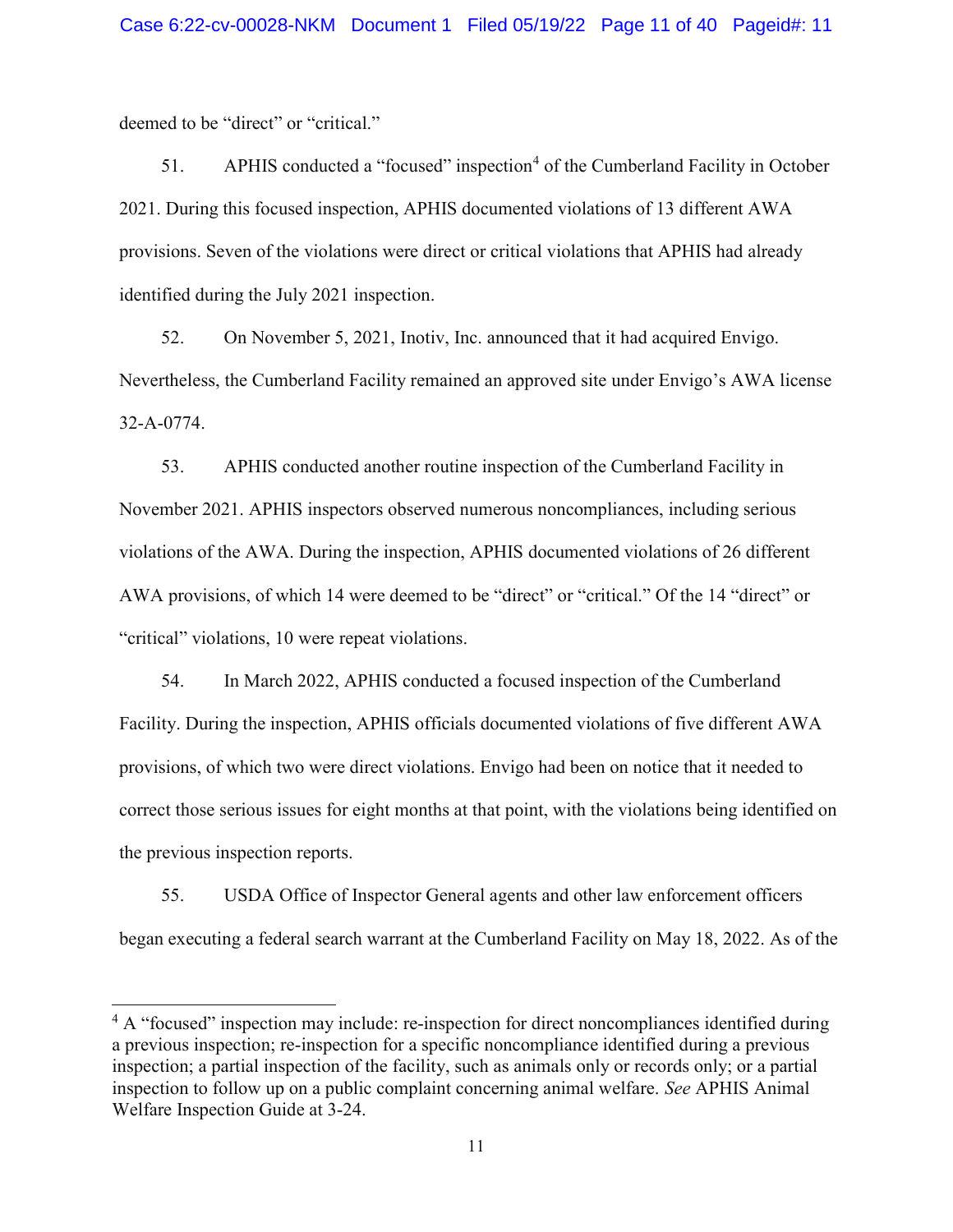deemed to be "direct" or "critical."

51. APHIS conducted a "focused" inspection[4] of the Cumberland Facility in October 2021. During this focused inspection, APHIS documented violations of 13 different AWA provisions. Seven of the violations were direct or critical violations that APHIS had already identified during the July 2021 inspection.

52. On November 5, 2021, Inotiv, Inc. announced that it had acquired Envigo. Nevertheless, the Cumberland Facility remained an approved site under Envigo's AWA license 32-A-0774.

53. APHIS conducted another routine inspection of the Cumberland Facility in November 2021. APHIS inspectors observed numerous noncompliances, including serious violations of the AWA. During the inspection, APHIS documented violations of 26 different AWA provisions, of which 14 were deemed to be "direct" or "critical." Of the 14 "direct" or "critical" violations, 10 were repeat violations.

54. In March 2022, APHIS conducted a focused inspection of the Cumberland Facility. During the inspection, APHIS officials documented violations of five different AWA provisions, of which two were direct violations. Envigo had been on notice that it needed to correct those serious issues for eight months at that point, with the violations being identified on the previous inspection reports.

55. USDA Office of Inspector General agents and other law enforcement officers began executing a federal search warrant at the Cumberland Facility on May 18, 2022. As of the

---

[4] A "focused" inspection may include: re-inspection for direct noncompliances identified during a previous inspection; re-inspection for a specific noncompliance identified during a previous inspection; a partial inspection of the facility, such as animals only or records only; or a partial inspection to follow up on a public complaint concerning animal welfare. *See* APHIS Animal Welfare Inspection Guide at 3-24.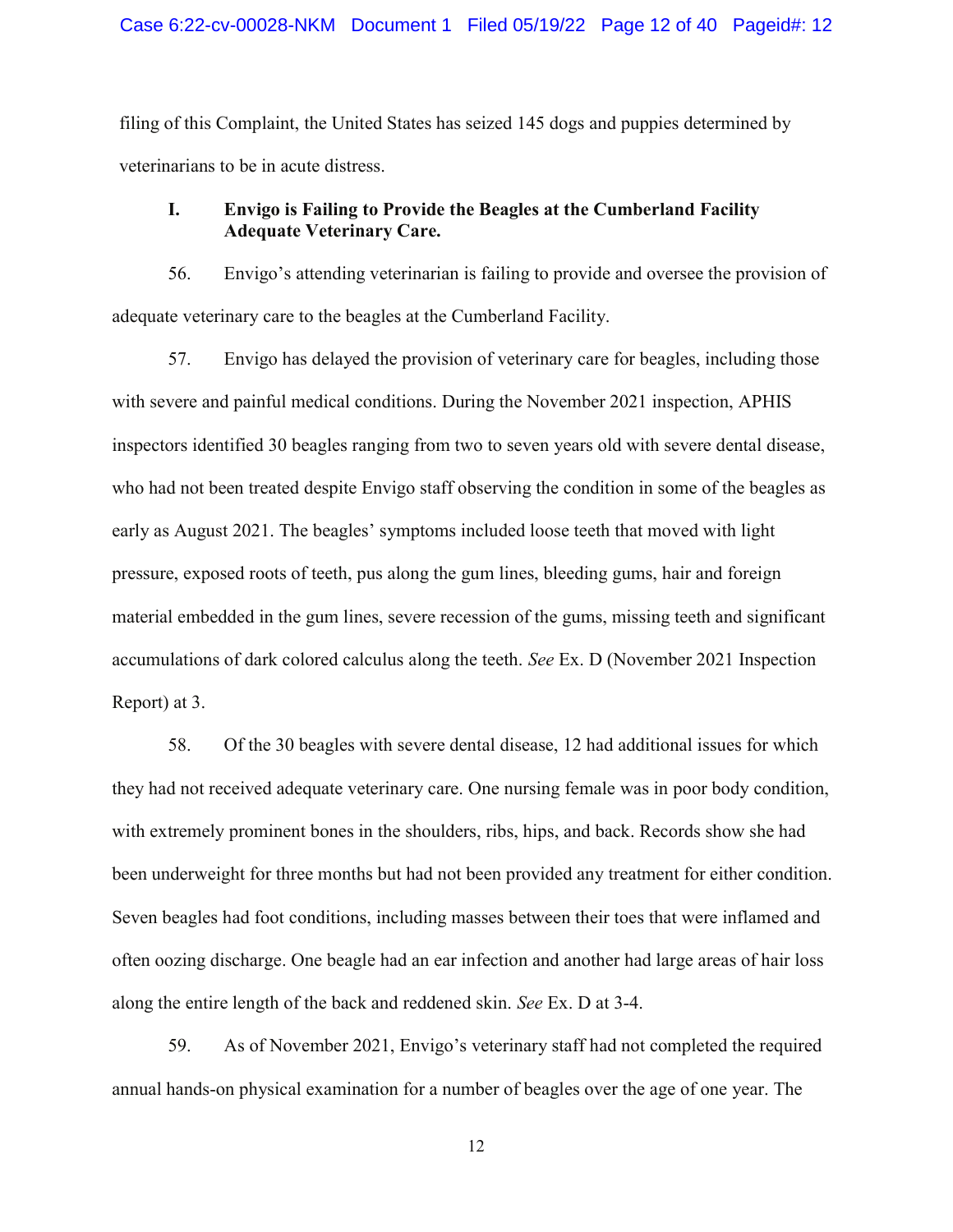filing of this Complaint, the United States has seized 145 dogs and puppies determined by veterinarians to be in acute distress.

### I. Envigo is Failing to Provide the Beagles at the Cumberland Facility Adequate Veterinary Care.

56. Envigo's attending veterinarian is failing to provide and oversee the provision of adequate veterinary care to the beagles at the Cumberland Facility.

57. Envigo has delayed the provision of veterinary care for beagles, including those with severe and painful medical conditions. During the November 2021 inspection, APHIS inspectors identified 30 beagles ranging from two to seven years old with severe dental disease, who had not been treated despite Envigo staff observing the condition in some of the beagles as early as August 2021. The beagles' symptoms included loose teeth that moved with light pressure, exposed roots of teeth, pus along the gum lines, bleeding gums, hair and foreign material embedded in the gum lines, severe recession of the gums, missing teeth and significant accumulations of dark colored calculus along the teeth. *See* Ex. D (November 2021 Inspection Report) at 3.

58. Of the 30 beagles with severe dental disease, 12 had additional issues for which they had not received adequate veterinary care. One nursing female was in poor body condition, with extremely prominent bones in the shoulders, ribs, hips, and back. Records show she had been underweight for three months but had not been provided any treatment for either condition. Seven beagles had foot conditions, including masses between their toes that were inflamed and often oozing discharge. One beagle had an ear infection and another had large areas of hair loss along the entire length of the back and reddened skin. *See* Ex. D at 3-4.

59. As of November 2021, Envigo's veterinary staff had not completed the required annual hands-on physical examination for a number of beagles over the age of one year. The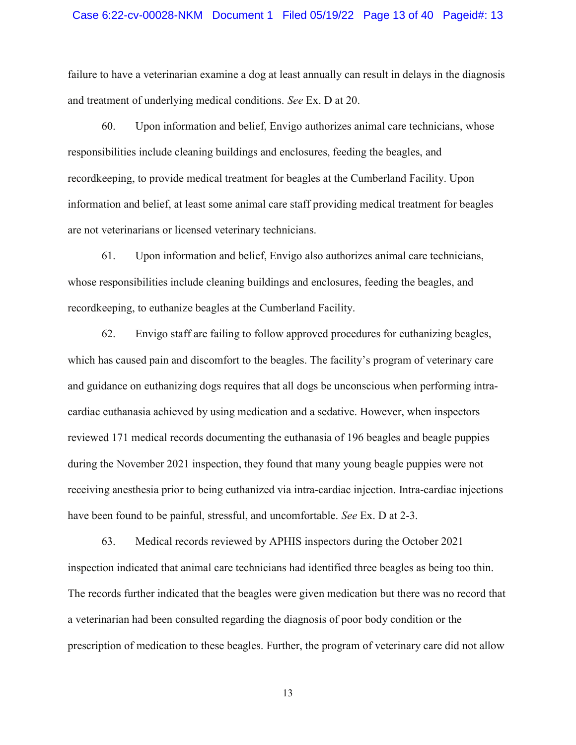failure to have a veterinarian examine a dog at least annually can result in delays in the diagnosis and treatment of underlying medical conditions. *See* Ex. D at 20.

60. Upon information and belief, Envigo authorizes animal care technicians, whose responsibilities include cleaning buildings and enclosures, feeding the beagles, and recordkeeping, to provide medical treatment for beagles at the Cumberland Facility. Upon information and belief, at least some animal care staff providing medical treatment for beagles are not veterinarians or licensed veterinary technicians.

61. Upon information and belief, Envigo also authorizes animal care technicians, whose responsibilities include cleaning buildings and enclosures, feeding the beagles, and recordkeeping, to euthanize beagles at the Cumberland Facility.

62. Envigo staff are failing to follow approved procedures for euthanizing beagles, which has caused pain and discomfort to the beagles. The facility's program of veterinary care and guidance on euthanizing dogs requires that all dogs be unconscious when performing intra-cardiac euthanasia achieved by using medication and a sedative. However, when inspectors reviewed 171 medical records documenting the euthanasia of 196 beagles and beagle puppies during the November 2021 inspection, they found that many young beagle puppies were not receiving anesthesia prior to being euthanized via intra-cardiac injection. Intra-cardiac injections have been found to be painful, stressful, and uncomfortable. *See* Ex. D at 2-3.

63. Medical records reviewed by APHIS inspectors during the October 2021 inspection indicated that animal care technicians had identified three beagles as being too thin. The records further indicated that the beagles were given medication but there was no record that a veterinarian had been consulted regarding the diagnosis of poor body condition or the prescription of medication to these beagles. Further, the program of veterinary care did not allow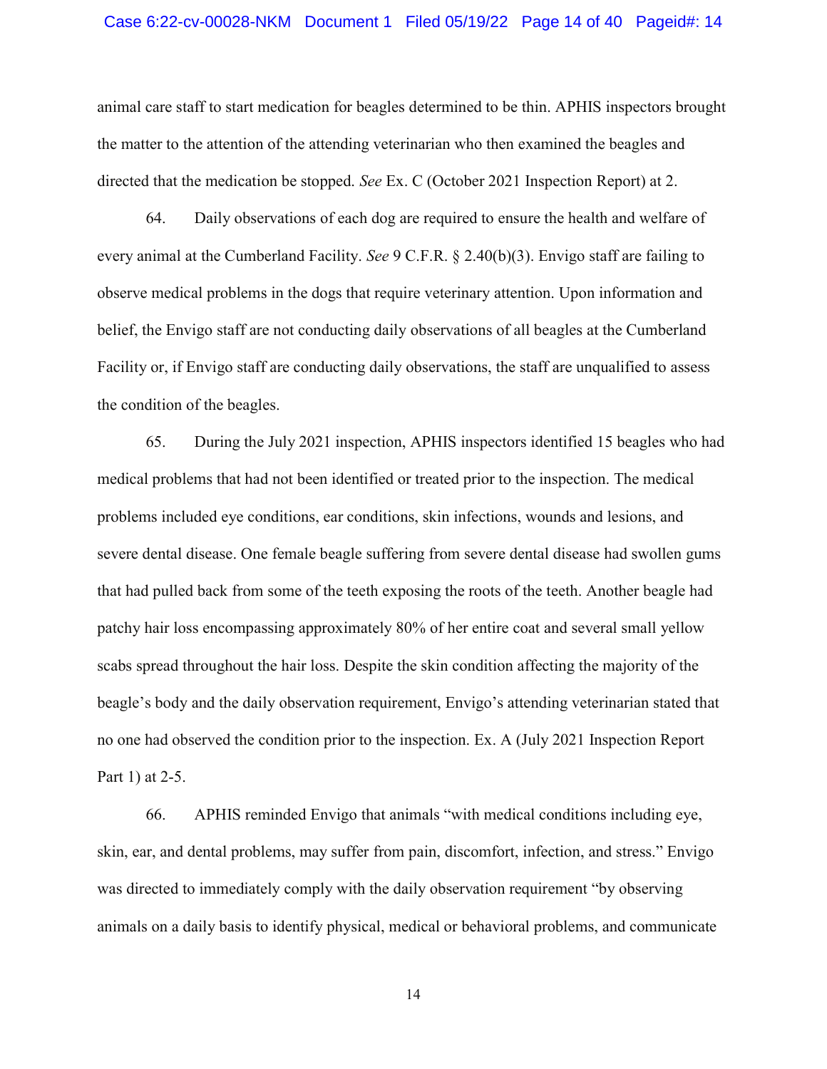animal care staff to start medication for beagles determined to be thin. APHIS inspectors brought the matter to the attention of the attending veterinarian who then examined the beagles and directed that the medication be stopped. *See* Ex. C (October 2021 Inspection Report) at 2.

64. Daily observations of each dog are required to ensure the health and welfare of every animal at the Cumberland Facility. *See* 9 C.F.R. § 2.40(b)(3). Envigo staff are failing to observe medical problems in the dogs that require veterinary attention. Upon information and belief, the Envigo staff are not conducting daily observations of all beagles at the Cumberland Facility or, if Envigo staff are conducting daily observations, the staff are unqualified to assess the condition of the beagles.

65. During the July 2021 inspection, APHIS inspectors identified 15 beagles who had medical problems that had not been identified or treated prior to the inspection. The medical problems included eye conditions, ear conditions, skin infections, wounds and lesions, and severe dental disease. One female beagle suffering from severe dental disease had swollen gums that had pulled back from some of the teeth exposing the roots of the teeth. Another beagle had patchy hair loss encompassing approximately 80% of her entire coat and several small yellow scabs spread throughout the hair loss. Despite the skin condition affecting the majority of the beagle's body and the daily observation requirement, Envigo's attending veterinarian stated that no one had observed the condition prior to the inspection. Ex. A (July 2021 Inspection Report Part 1) at 2-5.

66. APHIS reminded Envigo that animals "with medical conditions including eye, skin, ear, and dental problems, may suffer from pain, discomfort, infection, and stress." Envigo was directed to immediately comply with the daily observation requirement "by observing animals on a daily basis to identify physical, medical or behavioral problems, and communicate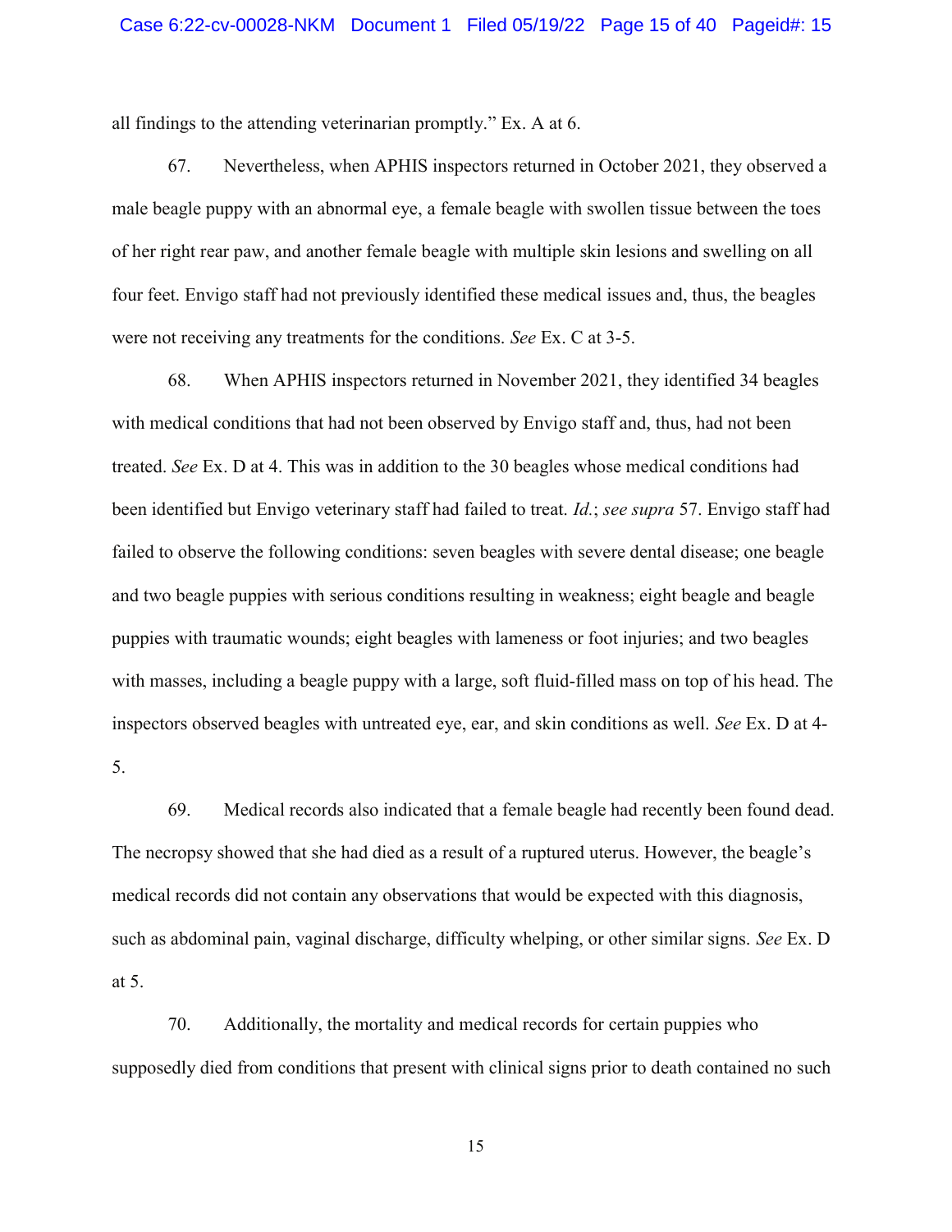all findings to the attending veterinarian promptly." Ex. A at 6.

67. Nevertheless, when APHIS inspectors returned in October 2021, they observed a male beagle puppy with an abnormal eye, a female beagle with swollen tissue between the toes of her right rear paw, and another female beagle with multiple skin lesions and swelling on all four feet. Envigo staff had not previously identified these medical issues and, thus, the beagles were not receiving any treatments for the conditions. *See* Ex. C at 3-5.

68. When APHIS inspectors returned in November 2021, they identified 34 beagles with medical conditions that had not been observed by Envigo staff and, thus, had not been treated. *See* Ex. D at 4. This was in addition to the 30 beagles whose medical conditions had been identified but Envigo veterinary staff had failed to treat. *Id.*; *see supra* 57. Envigo staff had failed to observe the following conditions: seven beagles with severe dental disease; one beagle and two beagle puppies with serious conditions resulting in weakness; eight beagle and beagle puppies with traumatic wounds; eight beagles with lameness or foot injuries; and two beagles with masses, including a beagle puppy with a large, soft fluid-filled mass on top of his head. The inspectors observed beagles with untreated eye, ear, and skin conditions as well. *See* Ex. D at 4-5.

69. Medical records also indicated that a female beagle had recently been found dead. The necropsy showed that she had died as a result of a ruptured uterus. However, the beagle's medical records did not contain any observations that would be expected with this diagnosis, such as abdominal pain, vaginal discharge, difficulty whelping, or other similar signs. *See* Ex. D at 5.

70. Additionally, the mortality and medical records for certain puppies who supposedly died from conditions that present with clinical signs prior to death contained no such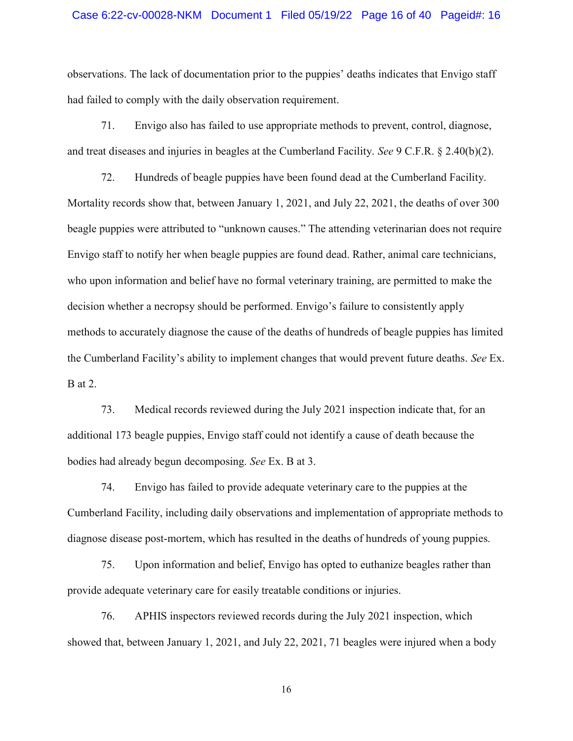observations. The lack of documentation prior to the puppies' deaths indicates that Envigo staff had failed to comply with the daily observation requirement.

71. Envigo also has failed to use appropriate methods to prevent, control, diagnose, and treat diseases and injuries in beagles at the Cumberland Facility. *See* 9 C.F.R. § 2.40(b)(2).

72. Hundreds of beagle puppies have been found dead at the Cumberland Facility. Mortality records show that, between January 1, 2021, and July 22, 2021, the deaths of over 300 beagle puppies were attributed to "unknown causes." The attending veterinarian does not require Envigo staff to notify her when beagle puppies are found dead. Rather, animal care technicians, who upon information and belief have no formal veterinary training, are permitted to make the decision whether a necropsy should be performed. Envigo's failure to consistently apply methods to accurately diagnose the cause of the deaths of hundreds of beagle puppies has limited the Cumberland Facility's ability to implement changes that would prevent future deaths. *See* Ex. B at 2.

73. Medical records reviewed during the July 2021 inspection indicate that, for an additional 173 beagle puppies, Envigo staff could not identify a cause of death because the bodies had already begun decomposing. *See* Ex. B at 3.

74. Envigo has failed to provide adequate veterinary care to the puppies at the Cumberland Facility, including daily observations and implementation of appropriate methods to diagnose disease post-mortem, which has resulted in the deaths of hundreds of young puppies.

75. Upon information and belief, Envigo has opted to euthanize beagles rather than provide adequate veterinary care for easily treatable conditions or injuries.

76. APHIS inspectors reviewed records during the July 2021 inspection, which showed that, between January 1, 2021, and July 22, 2021, 71 beagles were injured when a body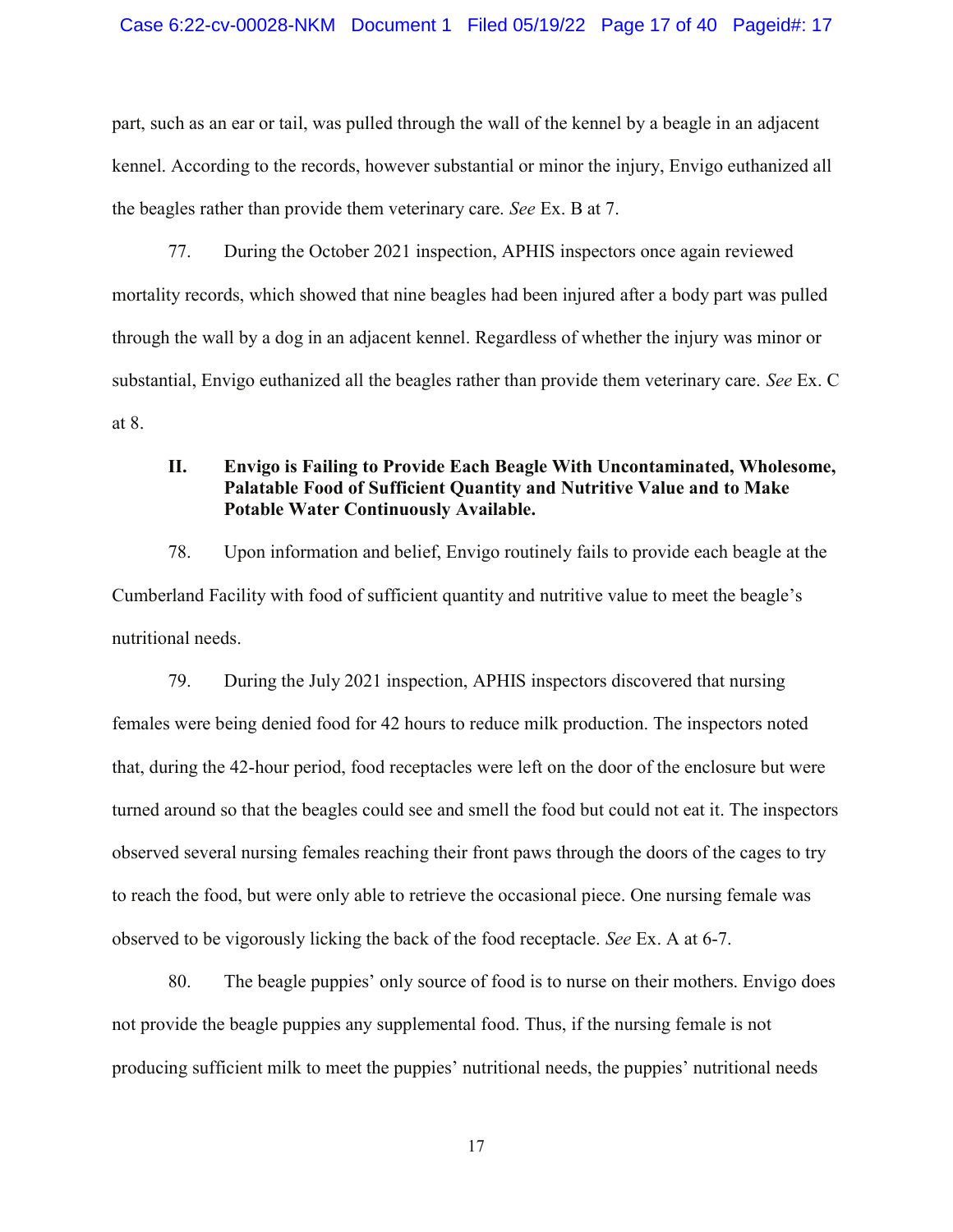part, such as an ear or tail, was pulled through the wall of the kennel by a beagle in an adjacent kennel. According to the records, however substantial or minor the injury, Envigo euthanized all the beagles rather than provide them veterinary care. *See* Ex. B at 7.

77. During the October 2021 inspection, APHIS inspectors once again reviewed mortality records, which showed that nine beagles had been injured after a body part was pulled through the wall by a dog in an adjacent kennel. Regardless of whether the injury was minor or substantial, Envigo euthanized all the beagles rather than provide them veterinary care. *See* Ex. C at 8.

### II. Envigo is Failing to Provide Each Beagle With Uncontaminated, Wholesome, Palatable Food of Sufficient Quantity and Nutritive Value and to Make Potable Water Continuously Available.

78. Upon information and belief, Envigo routinely fails to provide each beagle at the Cumberland Facility with food of sufficient quantity and nutritive value to meet the beagle's nutritional needs.

79. During the July 2021 inspection, APHIS inspectors discovered that nursing females were being denied food for 42 hours to reduce milk production. The inspectors noted that, during the 42-hour period, food receptacles were left on the door of the enclosure but were turned around so that the beagles could see and smell the food but could not eat it. The inspectors observed several nursing females reaching their front paws through the doors of the cages to try to reach the food, but were only able to retrieve the occasional piece. One nursing female was observed to be vigorously licking the back of the food receptacle. *See* Ex. A at 6-7.

80. The beagle puppies' only source of food is to nurse on their mothers. Envigo does not provide the beagle puppies any supplemental food. Thus, if the nursing female is not producing sufficient milk to meet the puppies' nutritional needs, the puppies' nutritional needs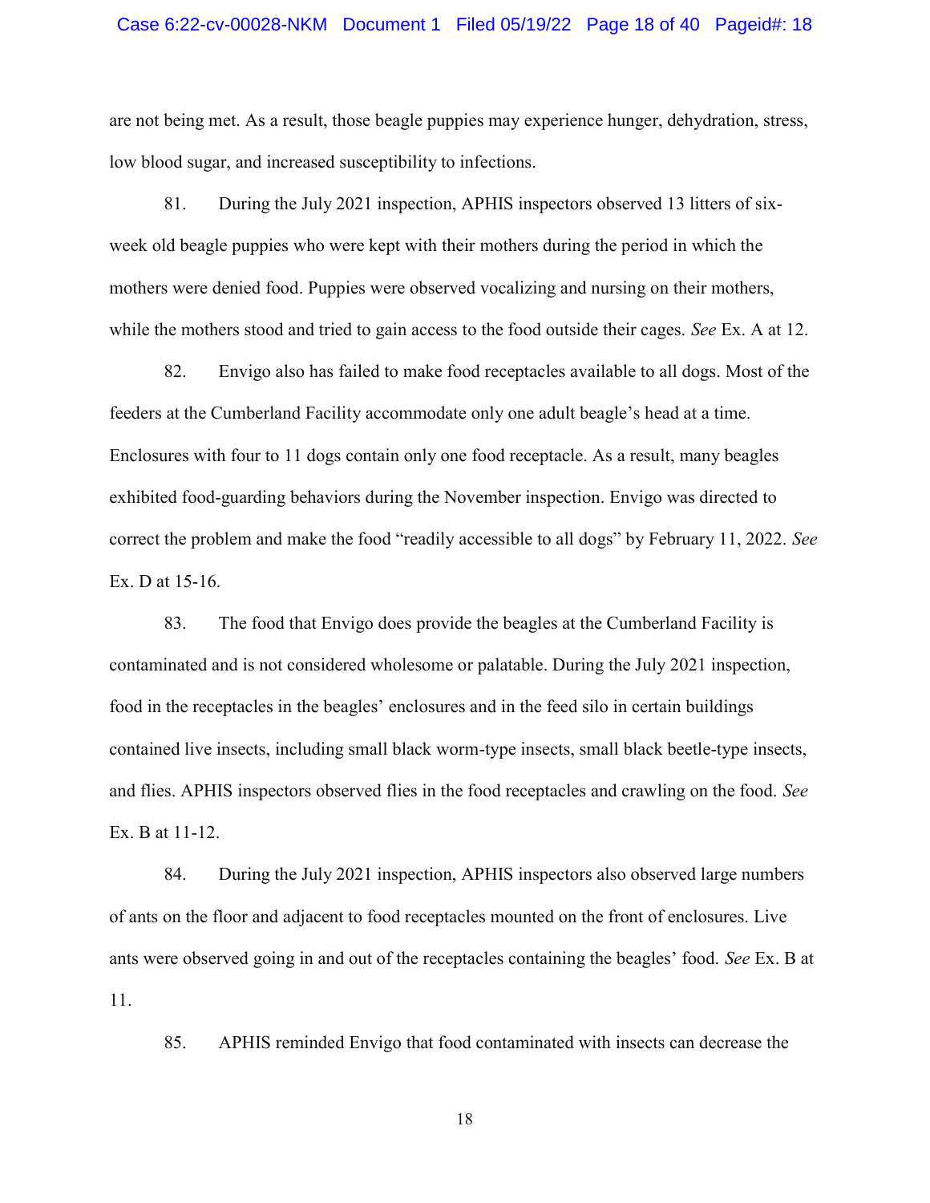are not being met. As a result, those beagle puppies may experience hunger, dehydration, stress, low blood sugar, and increased susceptibility to infections.

81. During the July 2021 inspection, APHIS inspectors observed 13 litters of six-week old beagle puppies who were kept with their mothers during the period in which the mothers were denied food. Puppies were observed vocalizing and nursing on their mothers, while the mothers stood and tried to gain access to the food outside their cages. *See* Ex. A at 12.

82. Envigo also has failed to make food receptacles available to all dogs. Most of the feeders at the Cumberland Facility accommodate only one adult beagle's head at a time. Enclosures with four to 11 dogs contain only one food receptacle. As a result, many beagles exhibited food-guarding behaviors during the November inspection. Envigo was directed to correct the problem and make the food "readily accessible to all dogs" by February 11, 2022. *See* Ex. D at 15-16.

83. The food that Envigo does provide the beagles at the Cumberland Facility is contaminated and is not considered wholesome or palatable. During the July 2021 inspection, food in the receptacles in the beagles' enclosures and in the feed silo in certain buildings contained live insects, including small black worm-type insects, small black beetle-type insects, and flies. APHIS inspectors observed flies in the food receptacles and crawling on the food. *See* Ex. B at 11-12.

84. During the July 2021 inspection, APHIS inspectors also observed large numbers of ants on the floor and adjacent to food receptacles mounted on the front of enclosures. Live ants were observed going in and out of the receptacles containing the beagles' food. *See* Ex. B at 11.

85. APHIS reminded Envigo that food contaminated with insects can decrease the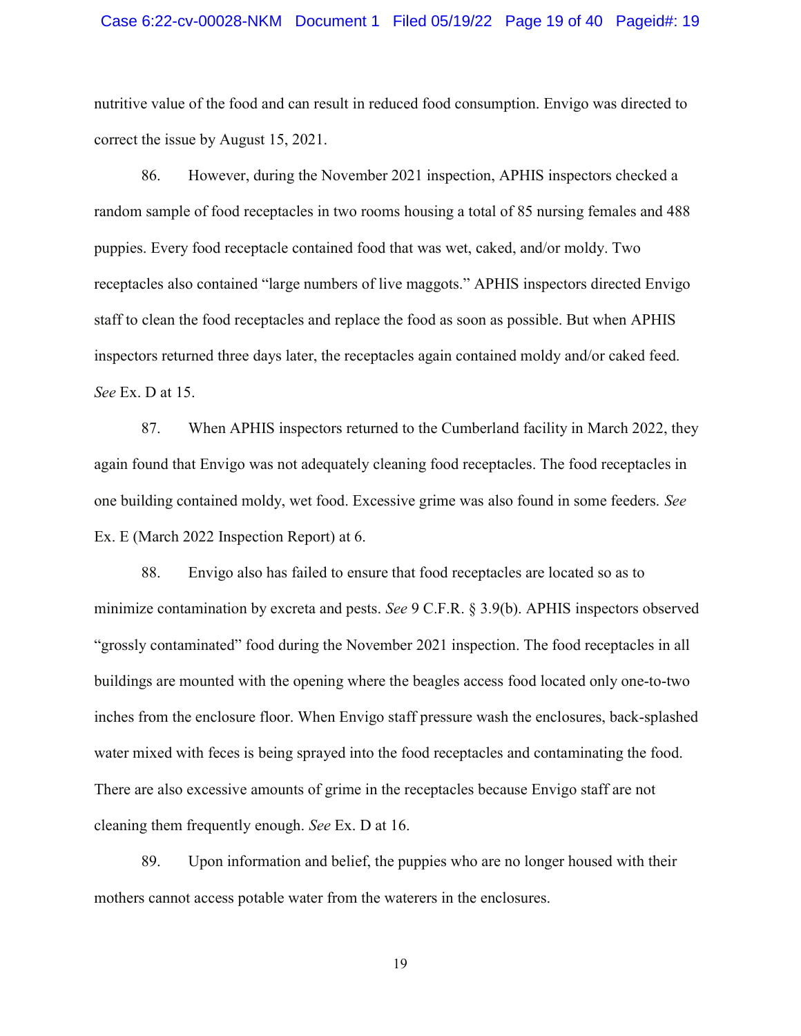nutritive value of the food and can result in reduced food consumption. Envigo was directed to correct the issue by August 15, 2021.

86. However, during the November 2021 inspection, APHIS inspectors checked a random sample of food receptacles in two rooms housing a total of 85 nursing females and 488 puppies. Every food receptacle contained food that was wet, caked, and/or moldy. Two receptacles also contained "large numbers of live maggots." APHIS inspectors directed Envigo staff to clean the food receptacles and replace the food as soon as possible. But when APHIS inspectors returned three days later, the receptacles again contained moldy and/or caked feed. *See* Ex. D at 15.

87. When APHIS inspectors returned to the Cumberland facility in March 2022, they again found that Envigo was not adequately cleaning food receptacles. The food receptacles in one building contained moldy, wet food. Excessive grime was also found in some feeders. *See* Ex. E (March 2022 Inspection Report) at 6.

88. Envigo also has failed to ensure that food receptacles are located so as to minimize contamination by excreta and pests. *See* 9 C.F.R. § 3.9(b). APHIS inspectors observed "grossly contaminated" food during the November 2021 inspection. The food receptacles in all buildings are mounted with the opening where the beagles access food located only one-to-two inches from the enclosure floor. When Envigo staff pressure wash the enclosures, back-splashed water mixed with feces is being sprayed into the food receptacles and contaminating the food. There are also excessive amounts of grime in the receptacles because Envigo staff are not cleaning them frequently enough. *See* Ex. D at 16.

89. Upon information and belief, the puppies who are no longer housed with their mothers cannot access potable water from the waterers in the enclosures.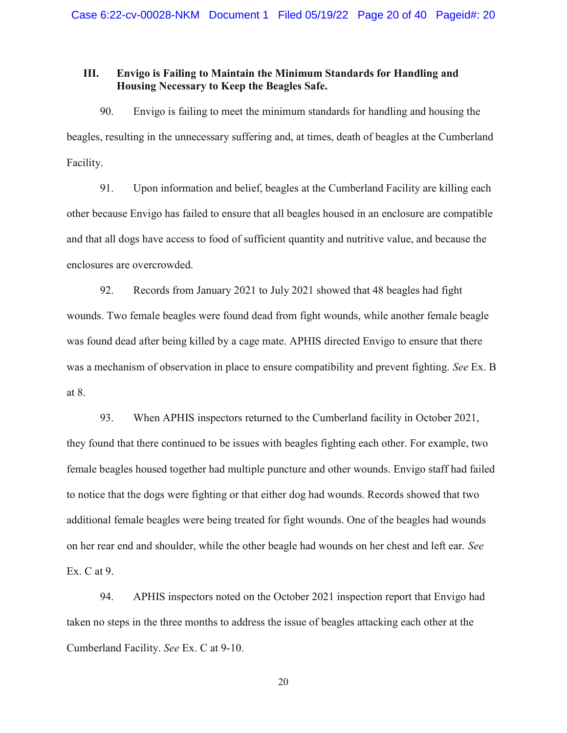### III. Envigo is Failing to Maintain the Minimum Standards for Handling and Housing Necessary to Keep the Beagles Safe.

90. Envigo is failing to meet the minimum standards for handling and housing the beagles, resulting in the unnecessary suffering and, at times, death of beagles at the Cumberland Facility.

91. Upon information and belief, beagles at the Cumberland Facility are killing each other because Envigo has failed to ensure that all beagles housed in an enclosure are compatible and that all dogs have access to food of sufficient quantity and nutritive value, and because the enclosures are overcrowded.

92. Records from January 2021 to July 2021 showed that 48 beagles had fight wounds. Two female beagles were found dead from fight wounds, while another female beagle was found dead after being killed by a cage mate. APHIS directed Envigo to ensure that there was a mechanism of observation in place to ensure compatibility and prevent fighting. *See* Ex. B at 8.

93. When APHIS inspectors returned to the Cumberland facility in October 2021, they found that there continued to be issues with beagles fighting each other. For example, two female beagles housed together had multiple puncture and other wounds. Envigo staff had failed to notice that the dogs were fighting or that either dog had wounds. Records showed that two additional female beagles were being treated for fight wounds. One of the beagles had wounds on her rear end and shoulder, while the other beagle had wounds on her chest and left ear. *See* Ex. C at 9.

94. APHIS inspectors noted on the October 2021 inspection report that Envigo had taken no steps in the three months to address the issue of beagles attacking each other at the Cumberland Facility. *See* Ex. C at 9-10.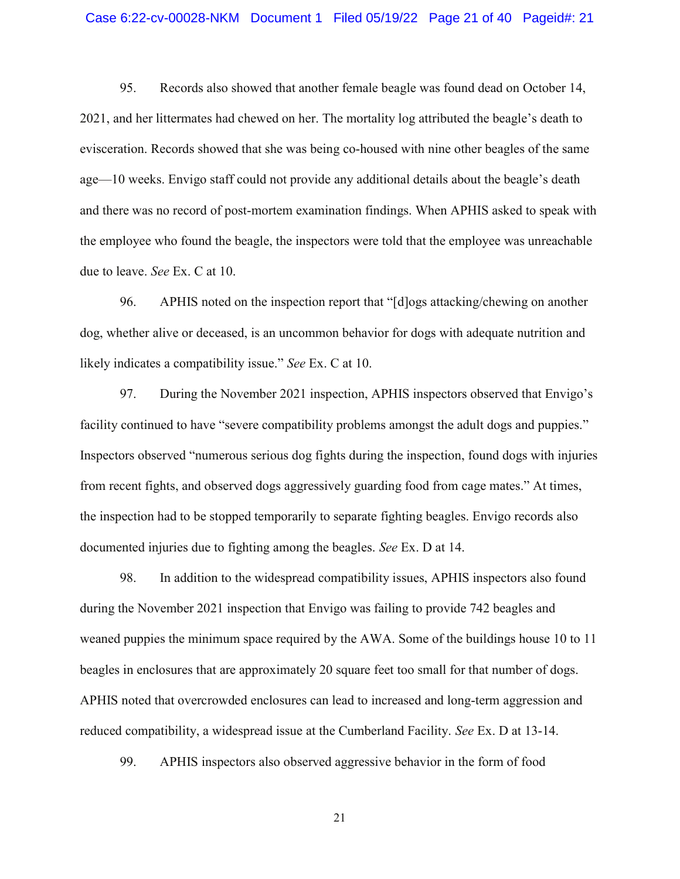95. Records also showed that another female beagle was found dead on October 14, 2021, and her littermates had chewed on her. The mortality log attributed the beagle's death to evisceration. Records showed that she was being co-housed with nine other beagles of the same age—10 weeks. Envigo staff could not provide any additional details about the beagle's death and there was no record of post-mortem examination findings. When APHIS asked to speak with the employee who found the beagle, the inspectors were told that the employee was unreachable due to leave. *See* Ex. C at 10.

96. APHIS noted on the inspection report that "[d]ogs attacking/chewing on another dog, whether alive or deceased, is an uncommon behavior for dogs with adequate nutrition and likely indicates a compatibility issue." *See* Ex. C at 10.

97. During the November 2021 inspection, APHIS inspectors observed that Envigo's facility continued to have "severe compatibility problems amongst the adult dogs and puppies." Inspectors observed "numerous serious dog fights during the inspection, found dogs with injuries from recent fights, and observed dogs aggressively guarding food from cage mates." At times, the inspection had to be stopped temporarily to separate fighting beagles. Envigo records also documented injuries due to fighting among the beagles. *See* Ex. D at 14.

98. In addition to the widespread compatibility issues, APHIS inspectors also found during the November 2021 inspection that Envigo was failing to provide 742 beagles and weaned puppies the minimum space required by the AWA. Some of the buildings house 10 to 11 beagles in enclosures that are approximately 20 square feet too small for that number of dogs. APHIS noted that overcrowded enclosures can lead to increased and long-term aggression and reduced compatibility, a widespread issue at the Cumberland Facility. *See* Ex. D at 13-14.

99. APHIS inspectors also observed aggressive behavior in the form of food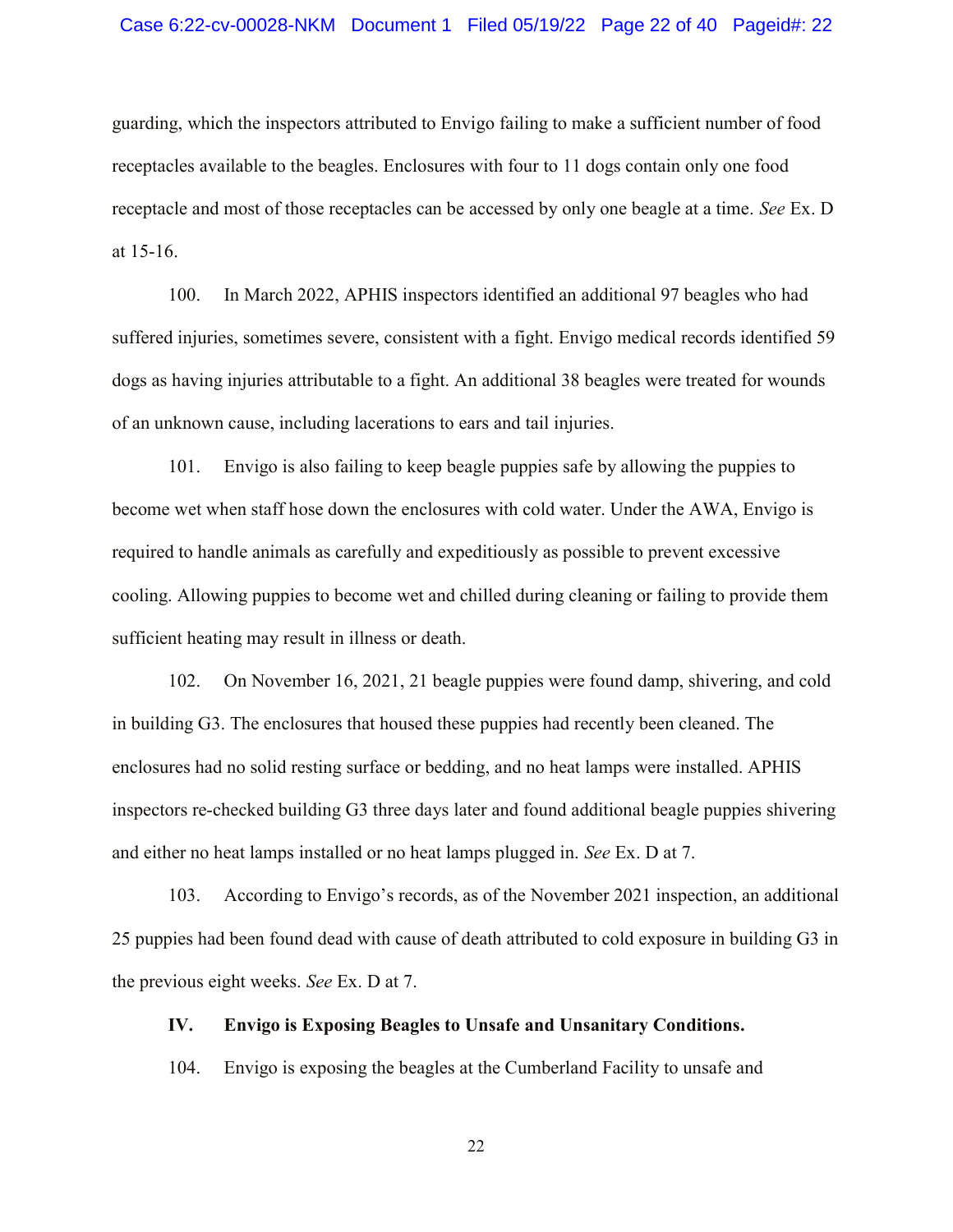guarding, which the inspectors attributed to Envigo failing to make a sufficient number of food receptacles available to the beagles. Enclosures with four to 11 dogs contain only one food receptacle and most of those receptacles can be accessed by only one beagle at a time. *See* Ex. D at 15-16.

100. In March 2022, APHIS inspectors identified an additional 97 beagles who had suffered injuries, sometimes severe, consistent with a fight. Envigo medical records identified 59 dogs as having injuries attributable to a fight. An additional 38 beagles were treated for wounds of an unknown cause, including lacerations to ears and tail injuries.

101. Envigo is also failing to keep beagle puppies safe by allowing the puppies to become wet when staff hose down the enclosures with cold water. Under the AWA, Envigo is required to handle animals as carefully and expeditiously as possible to prevent excessive cooling. Allowing puppies to become wet and chilled during cleaning or failing to provide them sufficient heating may result in illness or death.

102. On November 16, 2021, 21 beagle puppies were found damp, shivering, and cold in building G3. The enclosures that housed these puppies had recently been cleaned. The enclosures had no solid resting surface or bedding, and no heat lamps were installed. APHIS inspectors re-checked building G3 three days later and found additional beagle puppies shivering and either no heat lamps installed or no heat lamps plugged in. *See* Ex. D at 7.

103. According to Envigo's records, as of the November 2021 inspection, an additional 25 puppies had been found dead with cause of death attributed to cold exposure in building G3 in the previous eight weeks. *See* Ex. D at 7.

## IV. Envigo is Exposing Beagles to Unsafe and Unsanitary Conditions.

104. Envigo is exposing the beagles at the Cumberland Facility to unsafe and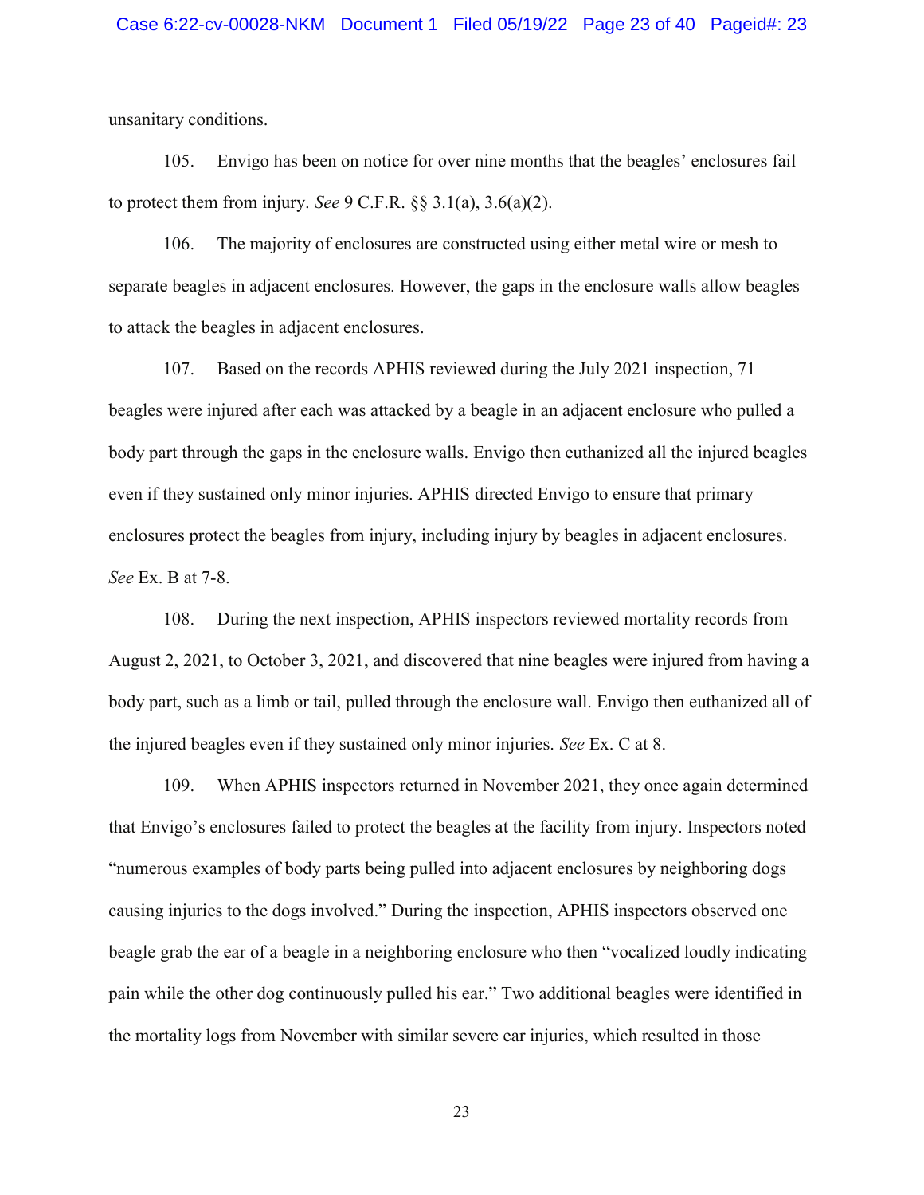unsanitary conditions.

105. Envigo has been on notice for over nine months that the beagles' enclosures fail to protect them from injury. *See* 9 C.F.R. §§ 3.1(a), 3.6(a)(2).

106. The majority of enclosures are constructed using either metal wire or mesh to separate beagles in adjacent enclosures. However, the gaps in the enclosure walls allow beagles to attack the beagles in adjacent enclosures.

107. Based on the records APHIS reviewed during the July 2021 inspection, 71 beagles were injured after each was attacked by a beagle in an adjacent enclosure who pulled a body part through the gaps in the enclosure walls. Envigo then euthanized all the injured beagles even if they sustained only minor injuries. APHIS directed Envigo to ensure that primary enclosures protect the beagles from injury, including injury by beagles in adjacent enclosures. *See* Ex. B at 7-8.

108. During the next inspection, APHIS inspectors reviewed mortality records from August 2, 2021, to October 3, 2021, and discovered that nine beagles were injured from having a body part, such as a limb or tail, pulled through the enclosure wall. Envigo then euthanized all of the injured beagles even if they sustained only minor injuries. *See* Ex. C at 8.

109. When APHIS inspectors returned in November 2021, they once again determined that Envigo's enclosures failed to protect the beagles at the facility from injury. Inspectors noted "numerous examples of body parts being pulled into adjacent enclosures by neighboring dogs causing injuries to the dogs involved." During the inspection, APHIS inspectors observed one beagle grab the ear of a beagle in a neighboring enclosure who then "vocalized loudly indicating pain while the other dog continuously pulled his ear." Two additional beagles were identified in the mortality logs from November with similar severe ear injuries, which resulted in those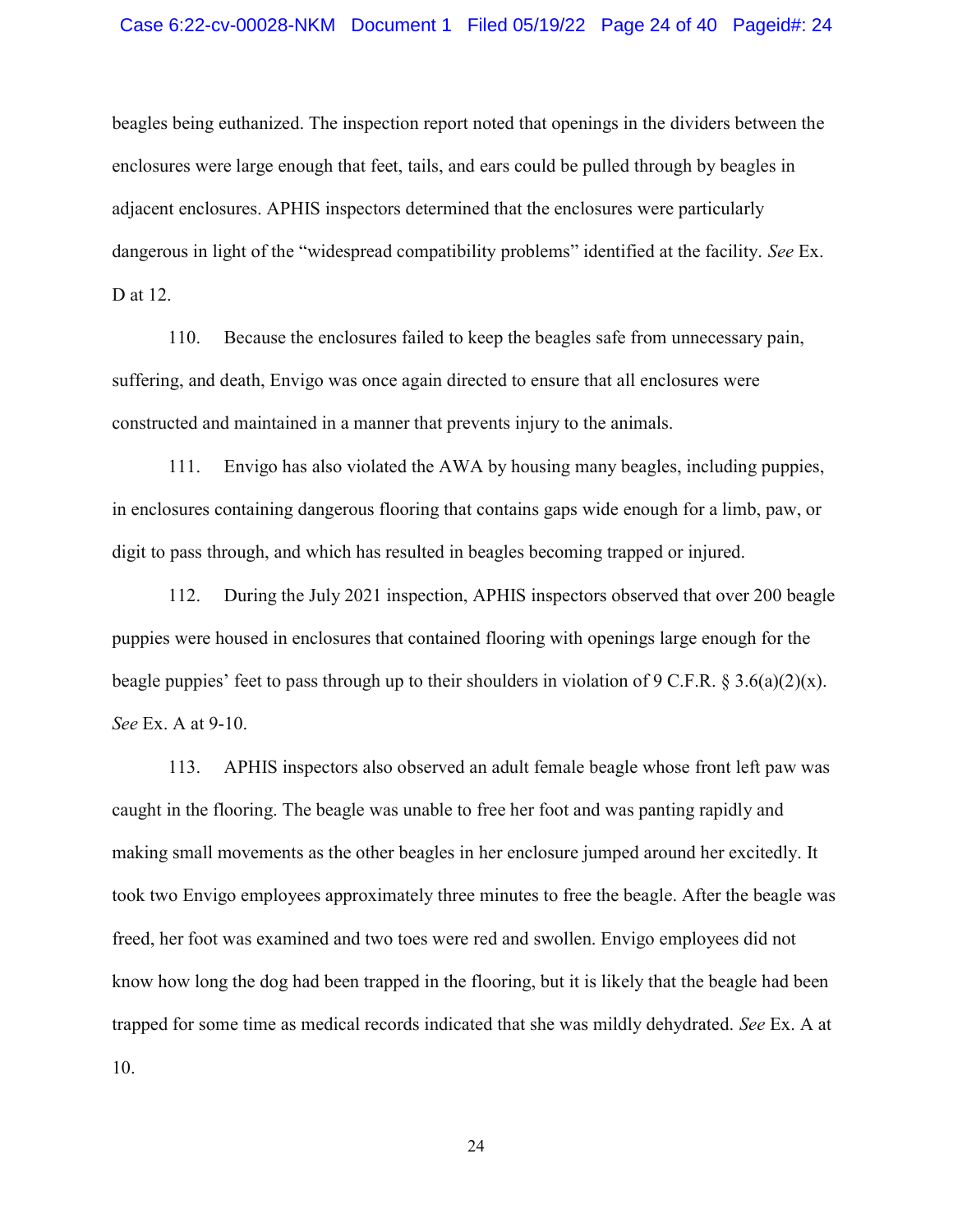beagles being euthanized. The inspection report noted that openings in the dividers between the enclosures were large enough that feet, tails, and ears could be pulled through by beagles in adjacent enclosures. APHIS inspectors determined that the enclosures were particularly dangerous in light of the "widespread compatibility problems" identified at the facility. *See* Ex. D at 12.

110. Because the enclosures failed to keep the beagles safe from unnecessary pain, suffering, and death, Envigo was once again directed to ensure that all enclosures were constructed and maintained in a manner that prevents injury to the animals.

111. Envigo has also violated the AWA by housing many beagles, including puppies, in enclosures containing dangerous flooring that contains gaps wide enough for a limb, paw, or digit to pass through, and which has resulted in beagles becoming trapped or injured.

112. During the July 2021 inspection, APHIS inspectors observed that over 200 beagle puppies were housed in enclosures that contained flooring with openings large enough for the beagle puppies' feet to pass through up to their shoulders in violation of 9 C.F.R. § 3.6(a)(2)(x). *See* Ex. A at 9-10.

113. APHIS inspectors also observed an adult female beagle whose front left paw was caught in the flooring. The beagle was unable to free her foot and was panting rapidly and making small movements as the other beagles in her enclosure jumped around her excitedly. It took two Envigo employees approximately three minutes to free the beagle. After the beagle was freed, her foot was examined and two toes were red and swollen. Envigo employees did not know how long the dog had been trapped in the flooring, but it is likely that the beagle had been trapped for some time as medical records indicated that she was mildly dehydrated. *See* Ex. A at 10.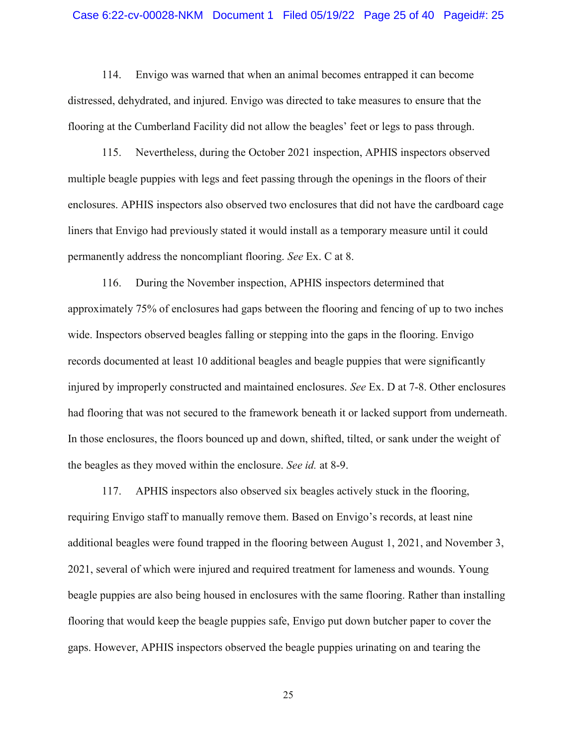114. Envigo was warned that when an animal becomes entrapped it can become distressed, dehydrated, and injured. Envigo was directed to take measures to ensure that the flooring at the Cumberland Facility did not allow the beagles' feet or legs to pass through.

115. Nevertheless, during the October 2021 inspection, APHIS inspectors observed multiple beagle puppies with legs and feet passing through the openings in the floors of their enclosures. APHIS inspectors also observed two enclosures that did not have the cardboard cage liners that Envigo had previously stated it would install as a temporary measure until it could permanently address the noncompliant flooring. *See* Ex. C at 8.

116. During the November inspection, APHIS inspectors determined that approximately 75% of enclosures had gaps between the flooring and fencing of up to two inches wide. Inspectors observed beagles falling or stepping into the gaps in the flooring. Envigo records documented at least 10 additional beagles and beagle puppies that were significantly injured by improperly constructed and maintained enclosures. *See* Ex. D at 7-8. Other enclosures had flooring that was not secured to the framework beneath it or lacked support from underneath. In those enclosures, the floors bounced up and down, shifted, tilted, or sank under the weight of the beagles as they moved within the enclosure. *See id.* at 8-9.

117. APHIS inspectors also observed six beagles actively stuck in the flooring, requiring Envigo staff to manually remove them. Based on Envigo's records, at least nine additional beagles were found trapped in the flooring between August 1, 2021, and November 3, 2021, several of which were injured and required treatment for lameness and wounds. Young beagle puppies are also being housed in enclosures with the same flooring. Rather than installing flooring that would keep the beagle puppies safe, Envigo put down butcher paper to cover the gaps. However, APHIS inspectors observed the beagle puppies urinating on and tearing the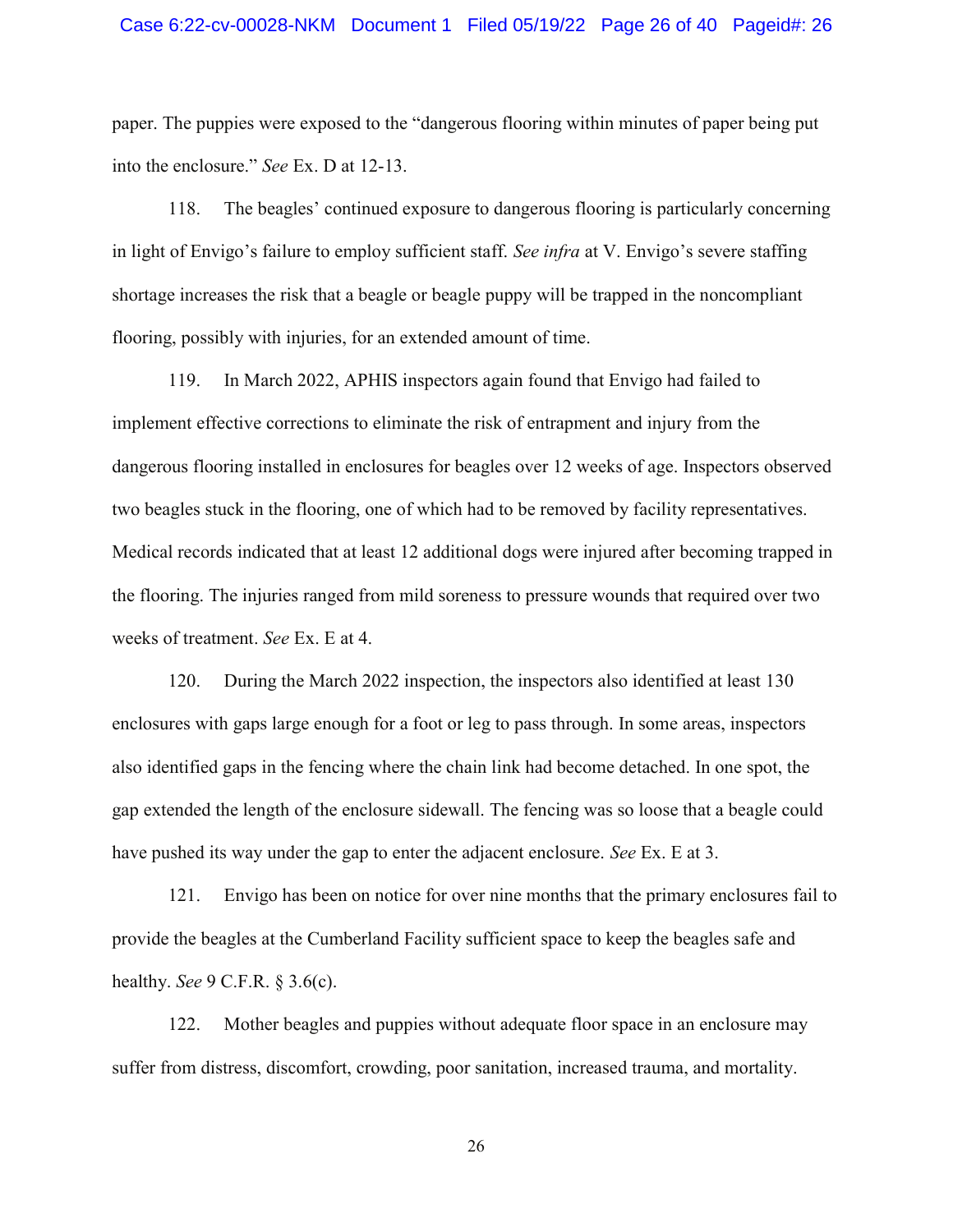paper. The puppies were exposed to the "dangerous flooring within minutes of paper being put into the enclosure." *See* Ex. D at 12-13.

118. The beagles' continued exposure to dangerous flooring is particularly concerning in light of Envigo's failure to employ sufficient staff. *See infra* at V. Envigo's severe staffing shortage increases the risk that a beagle or beagle puppy will be trapped in the noncompliant flooring, possibly with injuries, for an extended amount of time.

119. In March 2022, APHIS inspectors again found that Envigo had failed to implement effective corrections to eliminate the risk of entrapment and injury from the dangerous flooring installed in enclosures for beagles over 12 weeks of age. Inspectors observed two beagles stuck in the flooring, one of which had to be removed by facility representatives. Medical records indicated that at least 12 additional dogs were injured after becoming trapped in the flooring. The injuries ranged from mild soreness to pressure wounds that required over two weeks of treatment. *See* Ex. E at 4.

120. During the March 2022 inspection, the inspectors also identified at least 130 enclosures with gaps large enough for a foot or leg to pass through. In some areas, inspectors also identified gaps in the fencing where the chain link had become detached. In one spot, the gap extended the length of the enclosure sidewall. The fencing was so loose that a beagle could have pushed its way under the gap to enter the adjacent enclosure. *See* Ex. E at 3.

121. Envigo has been on notice for over nine months that the primary enclosures fail to provide the beagles at the Cumberland Facility sufficient space to keep the beagles safe and healthy. *See* 9 C.F.R. § 3.6(c).

122. Mother beagles and puppies without adequate floor space in an enclosure may suffer from distress, discomfort, crowding, poor sanitation, increased trauma, and mortality.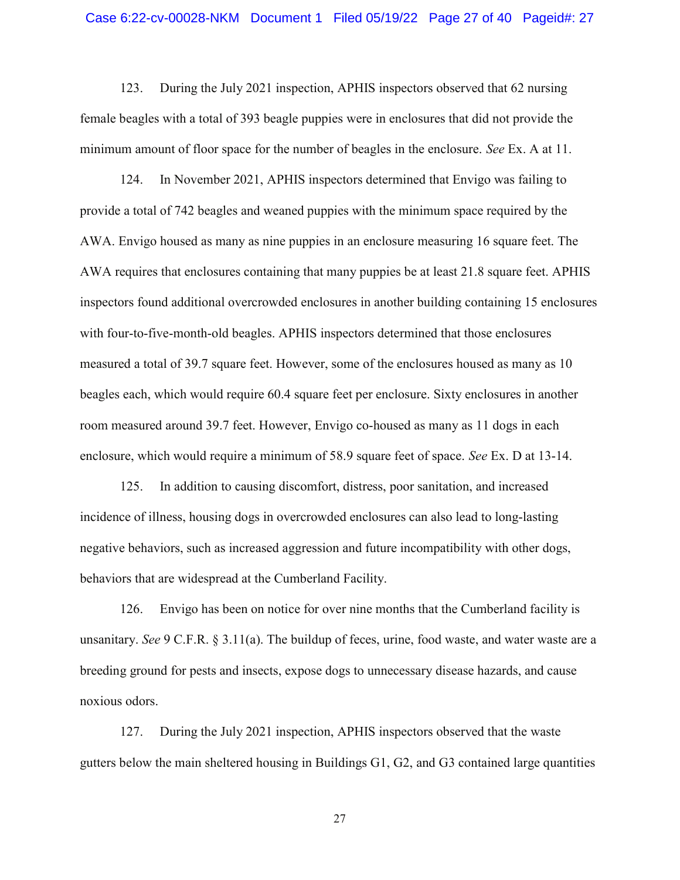123. During the July 2021 inspection, APHIS inspectors observed that 62 nursing female beagles with a total of 393 beagle puppies were in enclosures that did not provide the minimum amount of floor space for the number of beagles in the enclosure. *See* Ex. A at 11.

124. In November 2021, APHIS inspectors determined that Envigo was failing to provide a total of 742 beagles and weaned puppies with the minimum space required by the AWA. Envigo housed as many as nine puppies in an enclosure measuring 16 square feet. The AWA requires that enclosures containing that many puppies be at least 21.8 square feet. APHIS inspectors found additional overcrowded enclosures in another building containing 15 enclosures with four-to-five-month-old beagles. APHIS inspectors determined that those enclosures measured a total of 39.7 square feet. However, some of the enclosures housed as many as 10 beagles each, which would require 60.4 square feet per enclosure. Sixty enclosures in another room measured around 39.7 feet. However, Envigo co-housed as many as 11 dogs in each enclosure, which would require a minimum of 58.9 square feet of space. *See* Ex. D at 13-14.

125. In addition to causing discomfort, distress, poor sanitation, and increased incidence of illness, housing dogs in overcrowded enclosures can also lead to long-lasting negative behaviors, such as increased aggression and future incompatibility with other dogs, behaviors that are widespread at the Cumberland Facility.

126. Envigo has been on notice for over nine months that the Cumberland facility is unsanitary. *See* 9 C.F.R. § 3.11(a). The buildup of feces, urine, food waste, and water waste are a breeding ground for pests and insects, expose dogs to unnecessary disease hazards, and cause noxious odors.

127. During the July 2021 inspection, APHIS inspectors observed that the waste gutters below the main sheltered housing in Buildings G1, G2, and G3 contained large quantities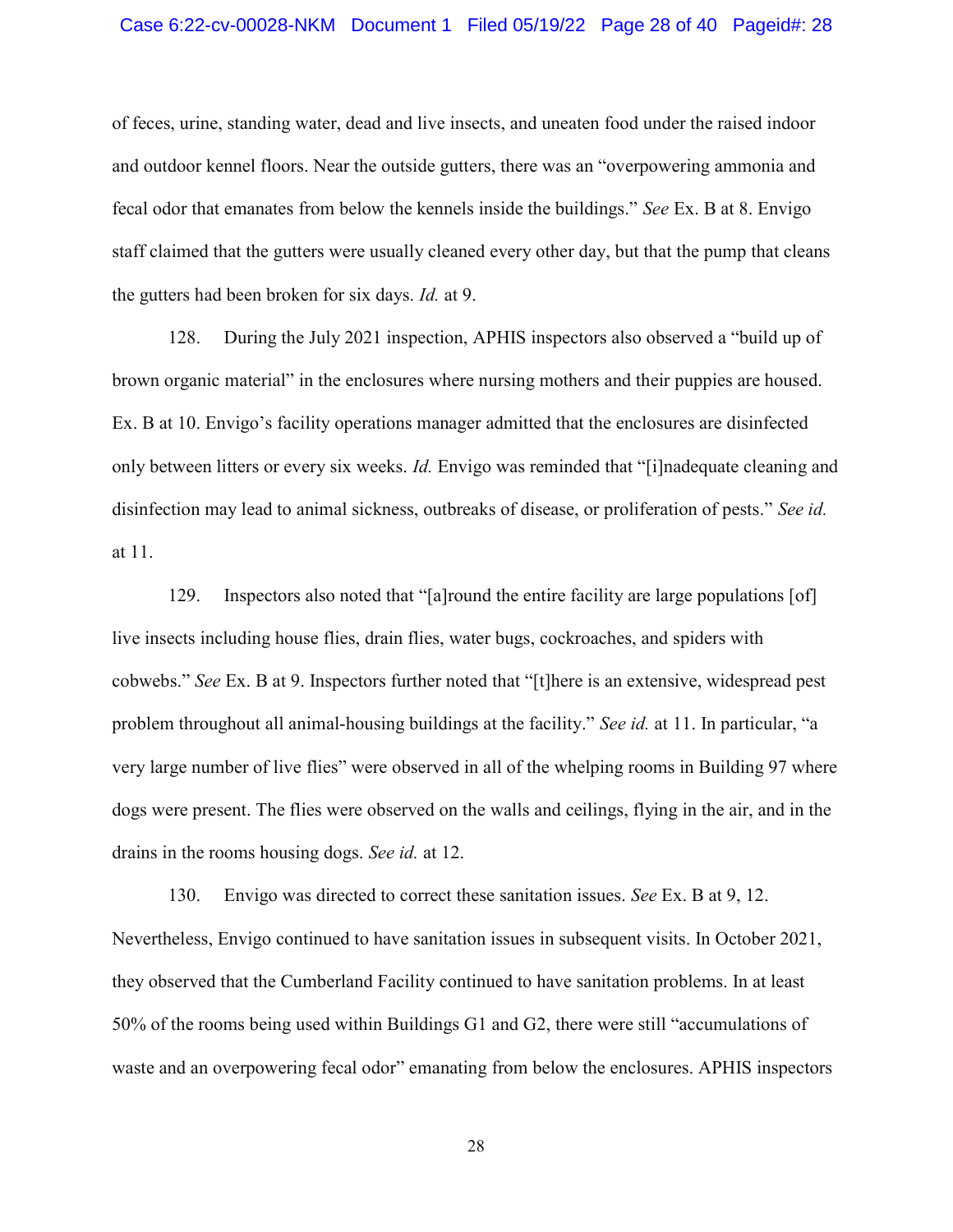of feces, urine, standing water, dead and live insects, and uneaten food under the raised indoor and outdoor kennel floors. Near the outside gutters, there was an "overpowering ammonia and fecal odor that emanates from below the kennels inside the buildings." *See* Ex. B at 8. Envigo staff claimed that the gutters were usually cleaned every other day, but that the pump that cleans the gutters had been broken for six days. *Id.* at 9.

128. During the July 2021 inspection, APHIS inspectors also observed a "build up of brown organic material" in the enclosures where nursing mothers and their puppies are housed. Ex. B at 10. Envigo's facility operations manager admitted that the enclosures are disinfected only between litters or every six weeks. *Id.* Envigo was reminded that "[i]nadequate cleaning and disinfection may lead to animal sickness, outbreaks of disease, or proliferation of pests." *See id.* at 11.

129. Inspectors also noted that "[a]round the entire facility are large populations [of] live insects including house flies, drain flies, water bugs, cockroaches, and spiders with cobwebs." *See* Ex. B at 9. Inspectors further noted that "[t]here is an extensive, widespread pest problem throughout all animal-housing buildings at the facility." *See id.* at 11. In particular, "a very large number of live flies" were observed in all of the whelping rooms in Building 97 where dogs were present. The flies were observed on the walls and ceilings, flying in the air, and in the drains in the rooms housing dogs. *See id.* at 12.

130. Envigo was directed to correct these sanitation issues. *See* Ex. B at 9, 12. Nevertheless, Envigo continued to have sanitation issues in subsequent visits. In October 2021, they observed that the Cumberland Facility continued to have sanitation problems. In at least 50% of the rooms being used within Buildings G1 and G2, there were still "accumulations of waste and an overpowering fecal odor" emanating from below the enclosures. APHIS inspectors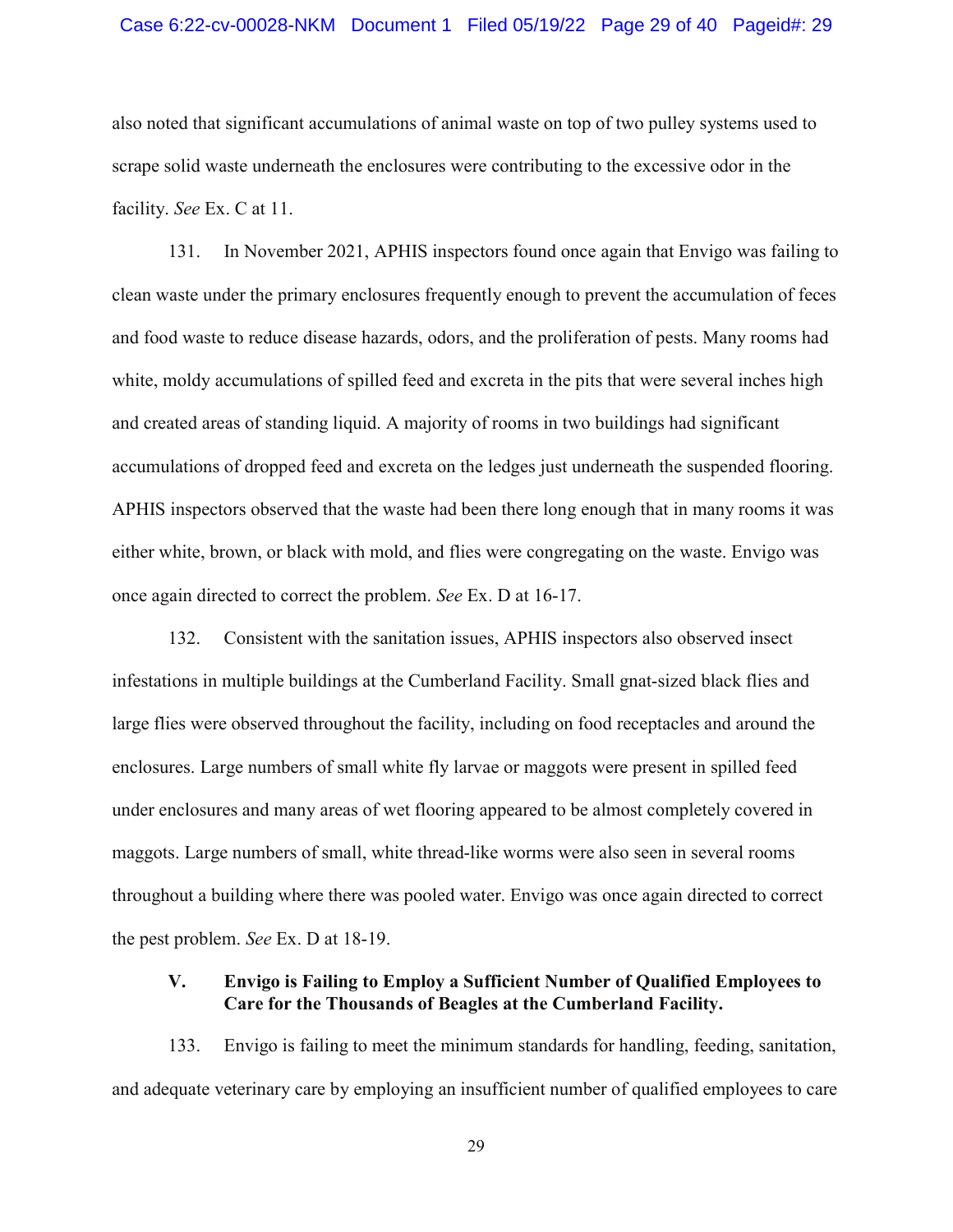also noted that significant accumulations of animal waste on top of two pulley systems used to scrape solid waste underneath the enclosures were contributing to the excessive odor in the facility. *See* Ex. C at 11.

131. In November 2021, APHIS inspectors found once again that Envigo was failing to clean waste under the primary enclosures frequently enough to prevent the accumulation of feces and food waste to reduce disease hazards, odors, and the proliferation of pests. Many rooms had white, moldy accumulations of spilled feed and excreta in the pits that were several inches high and created areas of standing liquid. A majority of rooms in two buildings had significant accumulations of dropped feed and excreta on the ledges just underneath the suspended flooring. APHIS inspectors observed that the waste had been there long enough that in many rooms it was either white, brown, or black with mold, and flies were congregating on the waste. Envigo was once again directed to correct the problem. *See* Ex. D at 16-17.

132. Consistent with the sanitation issues, APHIS inspectors also observed insect infestations in multiple buildings at the Cumberland Facility. Small gnat-sized black flies and large flies were observed throughout the facility, including on food receptacles and around the enclosures. Large numbers of small white fly larvae or maggots were present in spilled feed under enclosures and many areas of wet flooring appeared to be almost completely covered in maggots. Large numbers of small, white thread-like worms were also seen in several rooms throughout a building where there was pooled water. Envigo was once again directed to correct the pest problem. *See* Ex. D at 18-19.

### V. Envigo is Failing to Employ a Sufficient Number of Qualified Employees to Care for the Thousands of Beagles at the Cumberland Facility.

133. Envigo is failing to meet the minimum standards for handling, feeding, sanitation, and adequate veterinary care by employing an insufficient number of qualified employees to care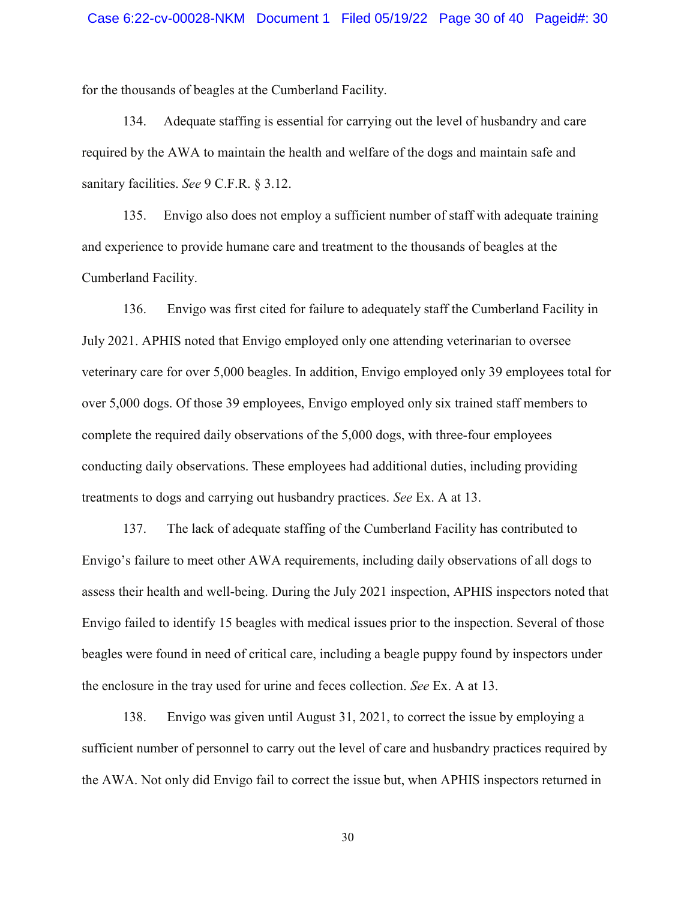for the thousands of beagles at the Cumberland Facility.

134. Adequate staffing is essential for carrying out the level of husbandry and care required by the AWA to maintain the health and welfare of the dogs and maintain safe and sanitary facilities. *See* 9 C.F.R. § 3.12.

135. Envigo also does not employ a sufficient number of staff with adequate training and experience to provide humane care and treatment to the thousands of beagles at the Cumberland Facility.

136. Envigo was first cited for failure to adequately staff the Cumberland Facility in July 2021. APHIS noted that Envigo employed only one attending veterinarian to oversee veterinary care for over 5,000 beagles. In addition, Envigo employed only 39 employees total for over 5,000 dogs. Of those 39 employees, Envigo employed only six trained staff members to complete the required daily observations of the 5,000 dogs, with three-four employees conducting daily observations. These employees had additional duties, including providing treatments to dogs and carrying out husbandry practices. *See* Ex. A at 13.

137. The lack of adequate staffing of the Cumberland Facility has contributed to Envigo's failure to meet other AWA requirements, including daily observations of all dogs to assess their health and well-being. During the July 2021 inspection, APHIS inspectors noted that Envigo failed to identify 15 beagles with medical issues prior to the inspection. Several of those beagles were found in need of critical care, including a beagle puppy found by inspectors under the enclosure in the tray used for urine and feces collection. *See* Ex. A at 13.

138. Envigo was given until August 31, 2021, to correct the issue by employing a sufficient number of personnel to carry out the level of care and husbandry practices required by the AWA. Not only did Envigo fail to correct the issue but, when APHIS inspectors returned in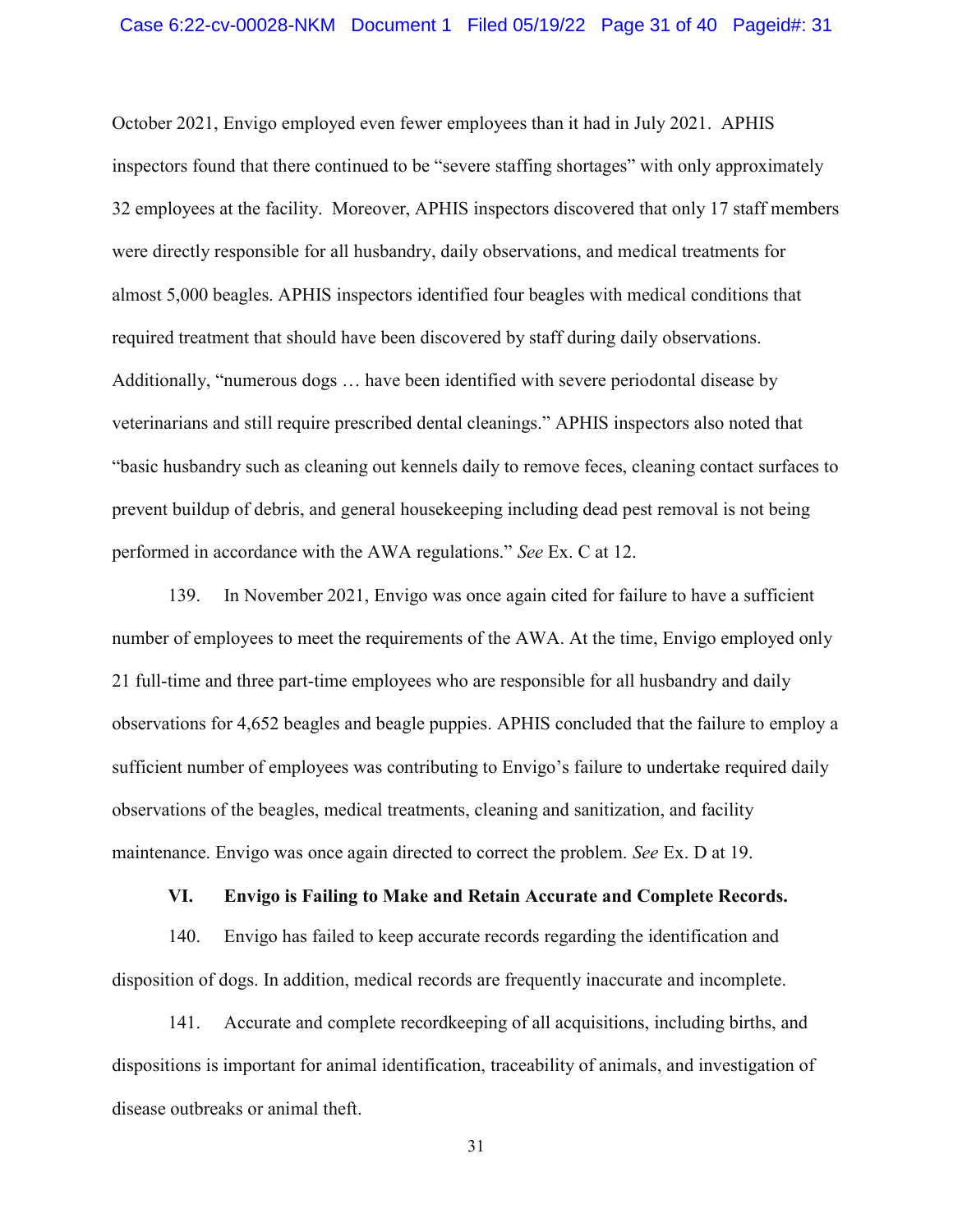October 2021, Envigo employed even fewer employees than it had in July 2021. APHIS inspectors found that there continued to be "severe staffing shortages" with only approximately 32 employees at the facility. Moreover, APHIS inspectors discovered that only 17 staff members were directly responsible for all husbandry, daily observations, and medical treatments for almost 5,000 beagles. APHIS inspectors identified four beagles with medical conditions that required treatment that should have been discovered by staff during daily observations. Additionally, "numerous dogs … have been identified with severe periodontal disease by veterinarians and still require prescribed dental cleanings." APHIS inspectors also noted that "basic husbandry such as cleaning out kennels daily to remove feces, cleaning contact surfaces to prevent buildup of debris, and general housekeeping including dead pest removal is not being performed in accordance with the AWA regulations." *See* Ex. C at 12.

139. In November 2021, Envigo was once again cited for failure to have a sufficient number of employees to meet the requirements of the AWA. At the time, Envigo employed only 21 full-time and three part-time employees who are responsible for all husbandry and daily observations for 4,652 beagles and beagle puppies. APHIS concluded that the failure to employ a sufficient number of employees was contributing to Envigo's failure to undertake required daily observations of the beagles, medical treatments, cleaning and sanitization, and facility maintenance. Envigo was once again directed to correct the problem. *See* Ex. D at 19.

## VI. Envigo is Failing to Make and Retain Accurate and Complete Records.

140. Envigo has failed to keep accurate records regarding the identification and disposition of dogs. In addition, medical records are frequently inaccurate and incomplete.

141. Accurate and complete recordkeeping of all acquisitions, including births, and dispositions is important for animal identification, traceability of animals, and investigation of disease outbreaks or animal theft.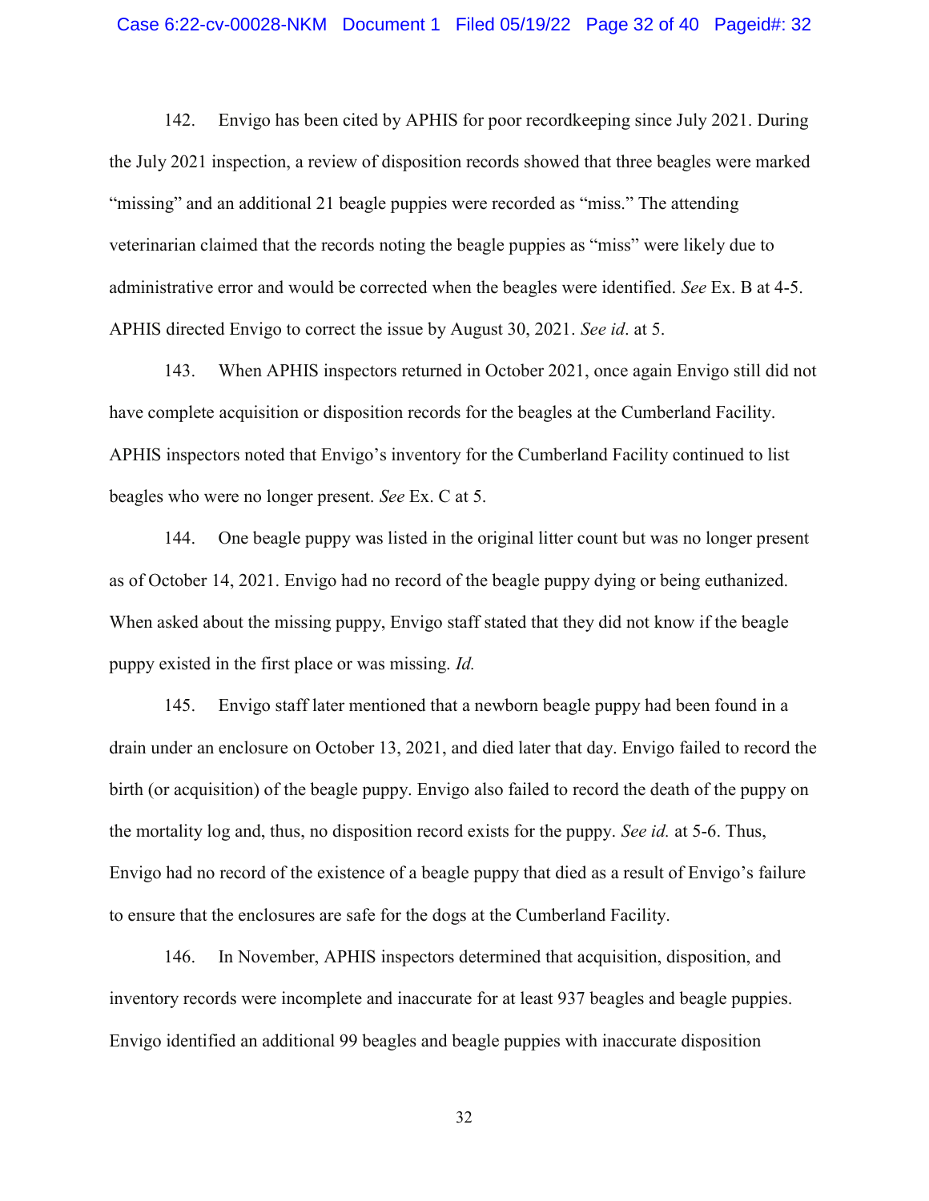142. Envigo has been cited by APHIS for poor recordkeeping since July 2021. During the July 2021 inspection, a review of disposition records showed that three beagles were marked "missing" and an additional 21 beagle puppies were recorded as "miss." The attending veterinarian claimed that the records noting the beagle puppies as "miss" were likely due to administrative error and would be corrected when the beagles were identified. *See* Ex. B at 4-5. APHIS directed Envigo to correct the issue by August 30, 2021. *See id*. at 5.

143. When APHIS inspectors returned in October 2021, once again Envigo still did not have complete acquisition or disposition records for the beagles at the Cumberland Facility. APHIS inspectors noted that Envigo's inventory for the Cumberland Facility continued to list beagles who were no longer present. *See* Ex. C at 5.

144. One beagle puppy was listed in the original litter count but was no longer present as of October 14, 2021. Envigo had no record of the beagle puppy dying or being euthanized. When asked about the missing puppy, Envigo staff stated that they did not know if the beagle puppy existed in the first place or was missing. *Id.*

145. Envigo staff later mentioned that a newborn beagle puppy had been found in a drain under an enclosure on October 13, 2021, and died later that day. Envigo failed to record the birth (or acquisition) of the beagle puppy. Envigo also failed to record the death of the puppy on the mortality log and, thus, no disposition record exists for the puppy. *See id.* at 5-6. Thus, Envigo had no record of the existence of a beagle puppy that died as a result of Envigo's failure to ensure that the enclosures are safe for the dogs at the Cumberland Facility.

146. In November, APHIS inspectors determined that acquisition, disposition, and inventory records were incomplete and inaccurate for at least 937 beagles and beagle puppies. Envigo identified an additional 99 beagles and beagle puppies with inaccurate disposition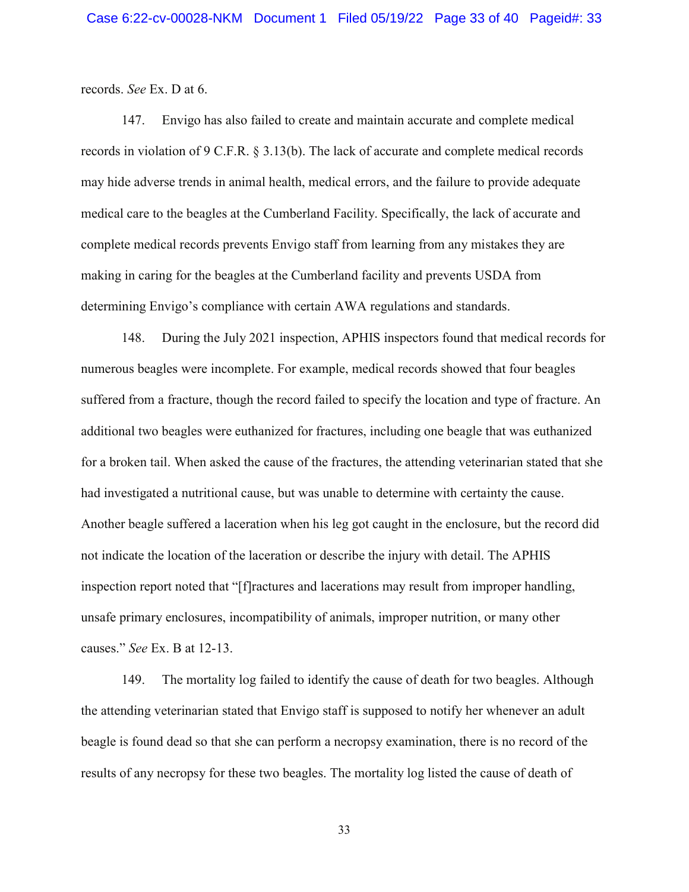records. *See* Ex. D at 6.

147. Envigo has also failed to create and maintain accurate and complete medical records in violation of 9 C.F.R. § 3.13(b). The lack of accurate and complete medical records may hide adverse trends in animal health, medical errors, and the failure to provide adequate medical care to the beagles at the Cumberland Facility. Specifically, the lack of accurate and complete medical records prevents Envigo staff from learning from any mistakes they are making in caring for the beagles at the Cumberland facility and prevents USDA from determining Envigo's compliance with certain AWA regulations and standards.

148. During the July 2021 inspection, APHIS inspectors found that medical records for numerous beagles were incomplete. For example, medical records showed that four beagles suffered from a fracture, though the record failed to specify the location and type of fracture. An additional two beagles were euthanized for fractures, including one beagle that was euthanized for a broken tail. When asked the cause of the fractures, the attending veterinarian stated that she had investigated a nutritional cause, but was unable to determine with certainty the cause. Another beagle suffered a laceration when his leg got caught in the enclosure, but the record did not indicate the location of the laceration or describe the injury with detail. The APHIS inspection report noted that "[f]ractures and lacerations may result from improper handling, unsafe primary enclosures, incompatibility of animals, improper nutrition, or many other causes." *See* Ex. B at 12-13.

149. The mortality log failed to identify the cause of death for two beagles. Although the attending veterinarian stated that Envigo staff is supposed to notify her whenever an adult beagle is found dead so that she can perform a necropsy examination, there is no record of the results of any necropsy for these two beagles. The mortality log listed the cause of death of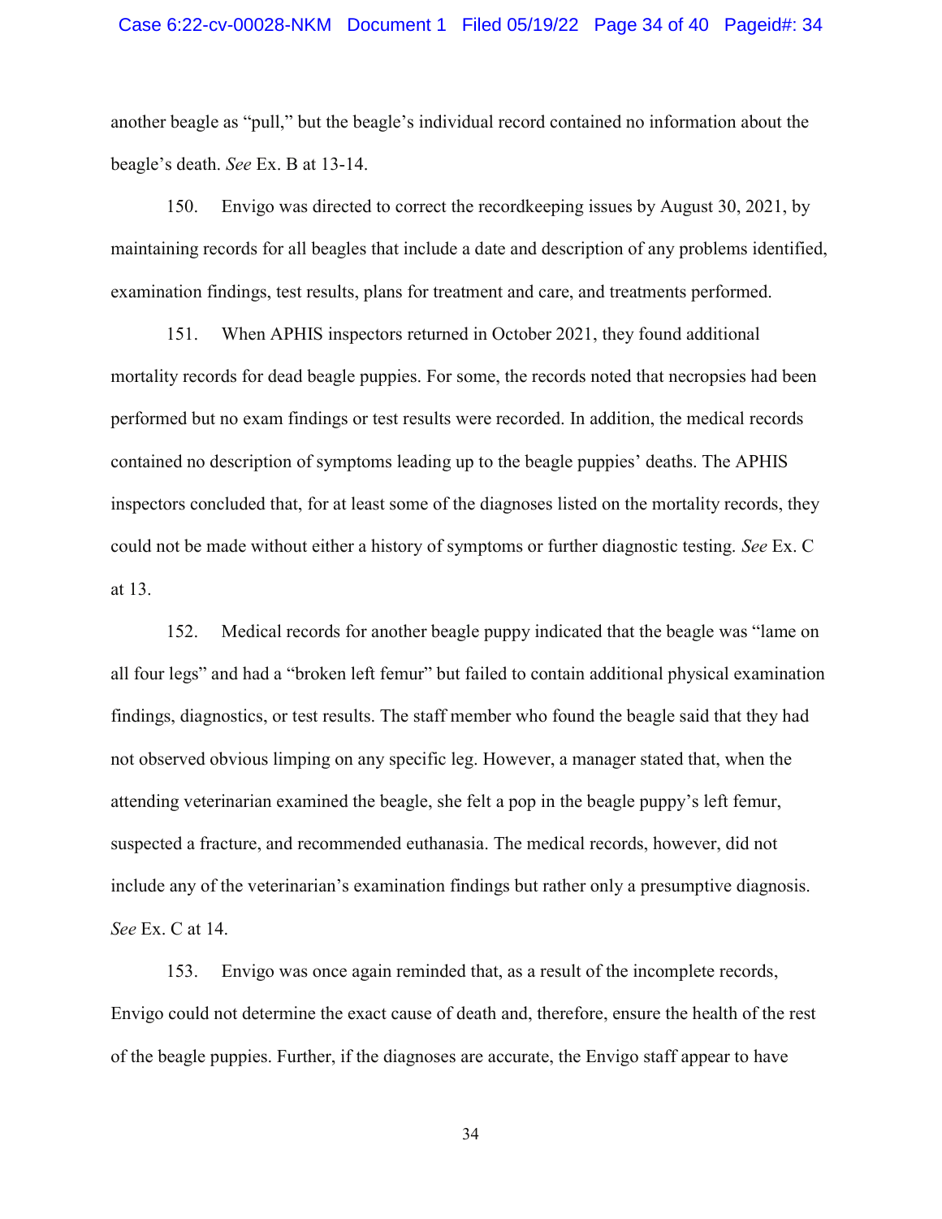another beagle as "pull," but the beagle's individual record contained no information about the beagle's death. *See* Ex. B at 13-14.

150. Envigo was directed to correct the recordkeeping issues by August 30, 2021, by maintaining records for all beagles that include a date and description of any problems identified, examination findings, test results, plans for treatment and care, and treatments performed.

151. When APHIS inspectors returned in October 2021, they found additional mortality records for dead beagle puppies. For some, the records noted that necropsies had been performed but no exam findings or test results were recorded. In addition, the medical records contained no description of symptoms leading up to the beagle puppies' deaths. The APHIS inspectors concluded that, for at least some of the diagnoses listed on the mortality records, they could not be made without either a history of symptoms or further diagnostic testing. *See* Ex. C at 13.

152. Medical records for another beagle puppy indicated that the beagle was "lame on all four legs" and had a "broken left femur" but failed to contain additional physical examination findings, diagnostics, or test results. The staff member who found the beagle said that they had not observed obvious limping on any specific leg. However, a manager stated that, when the attending veterinarian examined the beagle, she felt a pop in the beagle puppy's left femur, suspected a fracture, and recommended euthanasia. The medical records, however, did not include any of the veterinarian's examination findings but rather only a presumptive diagnosis. *See* Ex. C at 14.

153. Envigo was once again reminded that, as a result of the incomplete records, Envigo could not determine the exact cause of death and, therefore, ensure the health of the rest of the beagle puppies. Further, if the diagnoses are accurate, the Envigo staff appear to have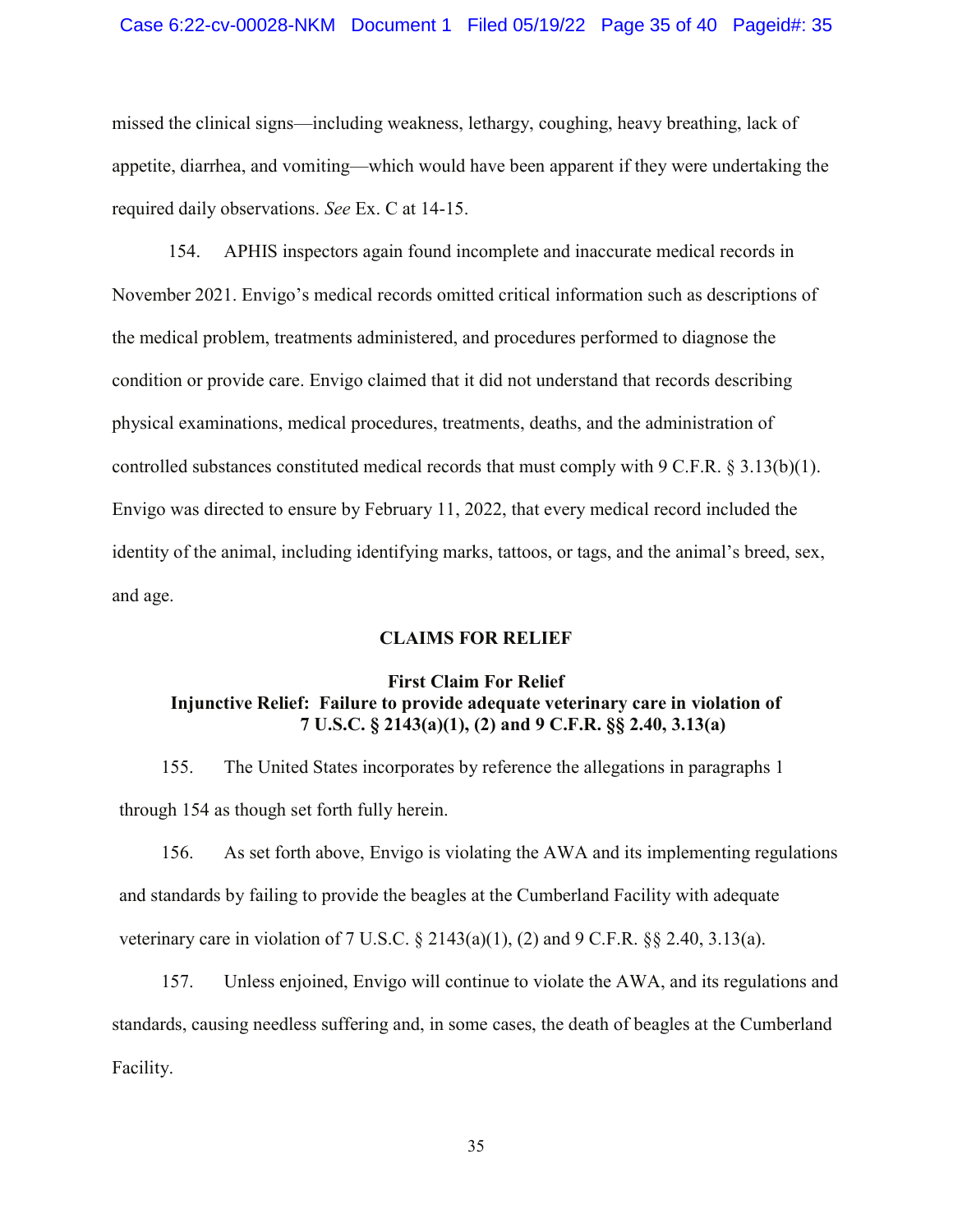missed the clinical signs—including weakness, lethargy, coughing, heavy breathing, lack of appetite, diarrhea, and vomiting—which would have been apparent if they were undertaking the required daily observations. *See* Ex. C at 14-15.

154. APHIS inspectors again found incomplete and inaccurate medical records in November 2021. Envigo's medical records omitted critical information such as descriptions of the medical problem, treatments administered, and procedures performed to diagnose the condition or provide care. Envigo claimed that it did not understand that records describing physical examinations, medical procedures, treatments, deaths, and the administration of controlled substances constituted medical records that must comply with 9 C.F.R. § 3.13(b)(1). Envigo was directed to ensure by February 11, 2022, that every medical record included the identity of the animal, including identifying marks, tattoos, or tags, and the animal's breed, sex, and age.

## CLAIMS FOR RELIEF

### First Claim For Relief
### Injunctive Relief: Failure to provide adequate veterinary care in violation of 7 U.S.C. § 2143(a)(1), (2) and 9 C.F.R. §§ 2.40, 3.13(a)

155. The United States incorporates by reference the allegations in paragraphs 1 through 154 as though set forth fully herein.

156. As set forth above, Envigo is violating the AWA and its implementing regulations and standards by failing to provide the beagles at the Cumberland Facility with adequate veterinary care in violation of 7 U.S.C. § 2143(a)(1), (2) and 9 C.F.R. §§ 2.40, 3.13(a).

157. Unless enjoined, Envigo will continue to violate the AWA, and its regulations and standards, causing needless suffering and, in some cases, the death of beagles at the Cumberland Facility.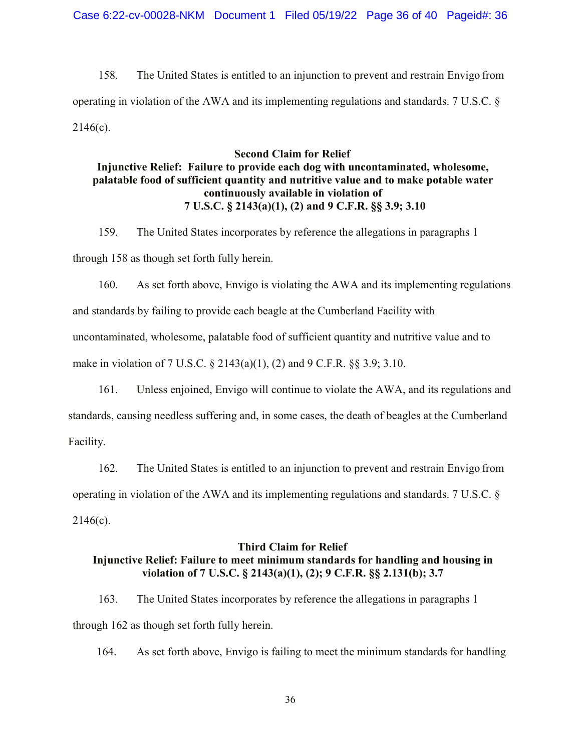158. The United States is entitled to an injunction to prevent and restrain Envigo from operating in violation of the AWA and its implementing regulations and standards. 7 U.S.C. § 2146(c).

**Second Claim for Relief**
**Injunctive Relief: Failure to provide each dog with uncontaminated, wholesome, palatable food of sufficient quantity and nutritive value and to make potable water continuously available in violation of 7 U.S.C. § 2143(a)(1), (2) and 9 C.F.R. §§ 3.9; 3.10**

159. The United States incorporates by reference the allegations in paragraphs 1 through 158 as though set forth fully herein.

160. As set forth above, Envigo is violating the AWA and its implementing regulations and standards by failing to provide each beagle at the Cumberland Facility with uncontaminated, wholesome, palatable food of sufficient quantity and nutritive value and to make in violation of 7 U.S.C. § 2143(a)(1), (2) and 9 C.F.R. §§ 3.9; 3.10.

161. Unless enjoined, Envigo will continue to violate the AWA, and its regulations and standards, causing needless suffering and, in some cases, the death of beagles at the Cumberland Facility.

162. The United States is entitled to an injunction to prevent and restrain Envigo from operating in violation of the AWA and its implementing regulations and standards. 7 U.S.C. § 2146(c).

**Third Claim for Relief**
**Injunctive Relief: Failure to meet minimum standards for handling and housing in violation of 7 U.S.C. § 2143(a)(1), (2); 9 C.F.R. §§ 2.131(b); 3.7**

163. The United States incorporates by reference the allegations in paragraphs 1 through 162 as though set forth fully herein.

164. As set forth above, Envigo is failing to meet the minimum standards for handling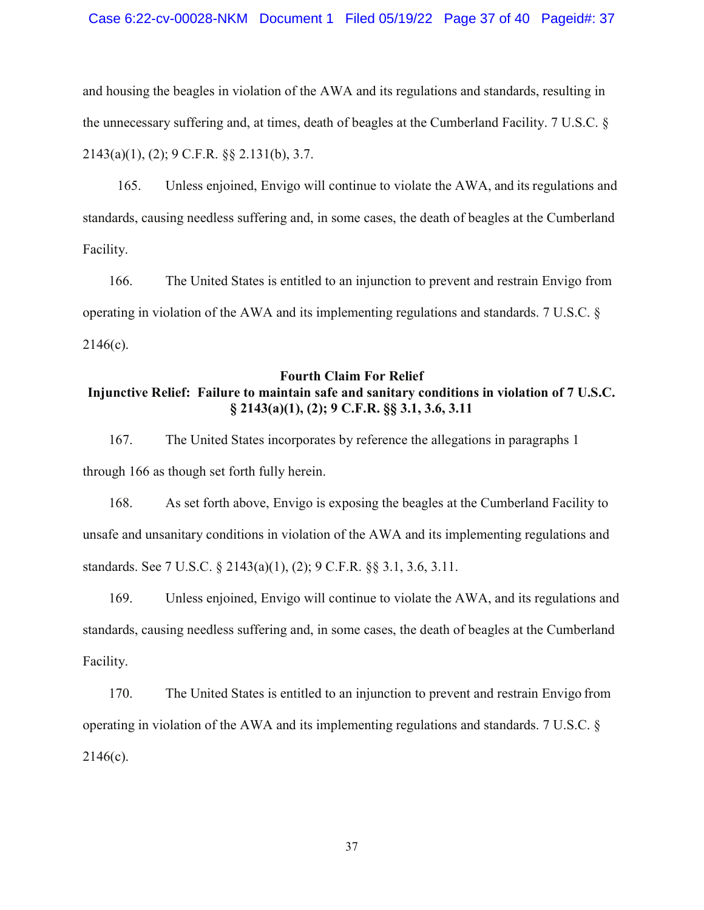and housing the beagles in violation of the AWA and its regulations and standards, resulting in the unnecessary suffering and, at times, death of beagles at the Cumberland Facility. 7 U.S.C. § 2143(a)(1), (2); 9 C.F.R. §§ 2.131(b), 3.7.

165. Unless enjoined, Envigo will continue to violate the AWA, and its regulations and standards, causing needless suffering and, in some cases, the death of beagles at the Cumberland Facility.

166. The United States is entitled to an injunction to prevent and restrain Envigo from operating in violation of the AWA and its implementing regulations and standards. 7 U.S.C. § 2146(c).

**Fourth Claim For Relief**
**Injunctive Relief: Failure to maintain safe and sanitary conditions in violation of 7 U.S.C. § 2143(a)(1), (2); 9 C.F.R. §§ 3.1, 3.6, 3.11**

167. The United States incorporates by reference the allegations in paragraphs 1 through 166 as though set forth fully herein.

168. As set forth above, Envigo is exposing the beagles at the Cumberland Facility to unsafe and unsanitary conditions in violation of the AWA and its implementing regulations and standards. See 7 U.S.C. § 2143(a)(1), (2); 9 C.F.R. §§ 3.1, 3.6, 3.11.

169. Unless enjoined, Envigo will continue to violate the AWA, and its regulations and standards, causing needless suffering and, in some cases, the death of beagles at the Cumberland Facility.

170. The United States is entitled to an injunction to prevent and restrain Envigo from operating in violation of the AWA and its implementing regulations and standards. 7 U.S.C. § 2146(c).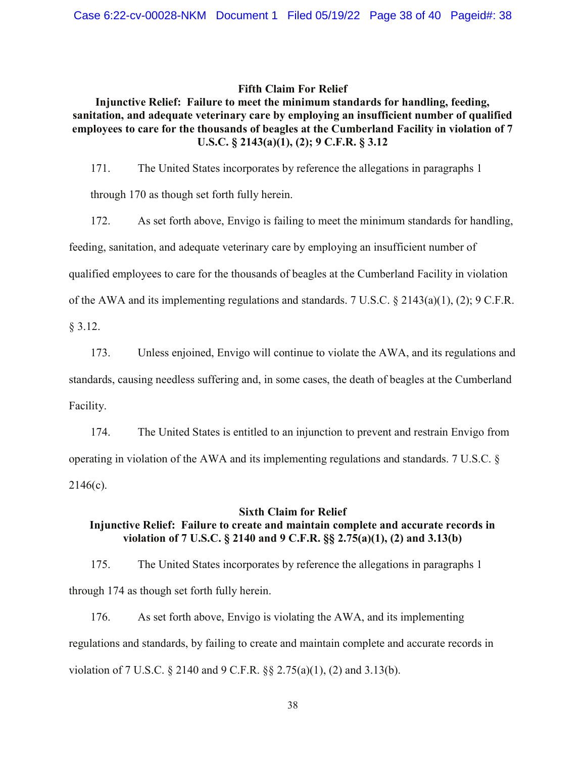**Fifth Claim For Relief**

**Injunctive Relief: Failure to meet the minimum standards for handling, feeding, sanitation, and adequate veterinary care by employing an insufficient number of qualified employees to care for the thousands of beagles at the Cumberland Facility in violation of 7 U.S.C. § 2143(a)(1), (2); 9 C.F.R. § 3.12**

171. The United States incorporates by reference the allegations in paragraphs 1 through 170 as though set forth fully herein.

172. As set forth above, Envigo is failing to meet the minimum standards for handling, feeding, sanitation, and adequate veterinary care by employing an insufficient number of qualified employees to care for the thousands of beagles at the Cumberland Facility in violation of the AWA and its implementing regulations and standards. 7 U.S.C. § 2143(a)(1), (2); 9 C.F.R. § 3.12.

173. Unless enjoined, Envigo will continue to violate the AWA, and its regulations and standards, causing needless suffering and, in some cases, the death of beagles at the Cumberland Facility.

174. The United States is entitled to an injunction to prevent and restrain Envigo from operating in violation of the AWA and its implementing regulations and standards. 7 U.S.C. § 2146(c).

**Sixth Claim for Relief**

**Injunctive Relief: Failure to create and maintain complete and accurate records in violation of 7 U.S.C. § 2140 and 9 C.F.R. §§ 2.75(a)(1), (2) and 3.13(b)**

175. The United States incorporates by reference the allegations in paragraphs 1 through 174 as though set forth fully herein.

176. As set forth above, Envigo is violating the AWA, and its implementing regulations and standards, by failing to create and maintain complete and accurate records in violation of 7 U.S.C. § 2140 and 9 C.F.R. §§ 2.75(a)(1), (2) and 3.13(b).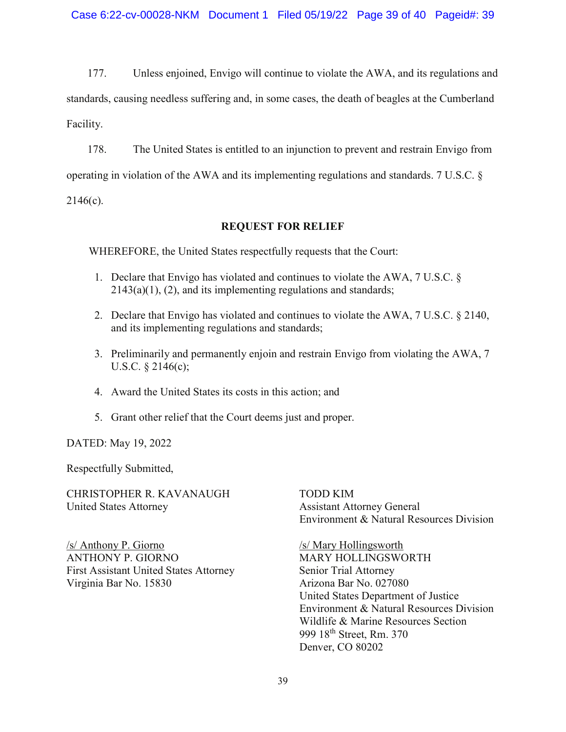177. Unless enjoined, Envigo will continue to violate the AWA, and its regulations and standards, causing needless suffering and, in some cases, the death of beagles at the Cumberland Facility.

178. The United States is entitled to an injunction to prevent and restrain Envigo from operating in violation of the AWA and its implementing regulations and standards. 7 U.S.C. § 2146(c).

## REQUEST FOR RELIEF

WHEREFORE, the United States respectfully requests that the Court:

1. Declare that Envigo has violated and continues to violate the AWA, 7 U.S.C. § 2143(a)(1), (2), and its implementing regulations and standards;

2. Declare that Envigo has violated and continues to violate the AWA, 7 U.S.C. § 2140, and its implementing regulations and standards;

3. Preliminarily and permanently enjoin and restrain Envigo from violating the AWA, 7 U.S.C. § 2146(c);

4. Award the United States its costs in this action; and

5. Grant other relief that the Court deems just and proper.

DATED: May 19, 2022

Respectfully Submitted,

CHRISTOPHER R. KAVANAUGH
United States Attorney

/s/ Anthony P. Giorno
ANTHONY P. GIORNO
First Assistant United States Attorney
Virginia Bar No. 15830

TODD KIM
Assistant Attorney General
Environment & Natural Resources Division

/s/ Mary Hollingsworth
MARY HOLLINGSWORTH
Senior Trial Attorney
Arizona Bar No. 027080
United States Department of Justice
Environment & Natural Resources Division
Wildlife & Marine Resources Section
999 18th Street, Rm. 370
Denver, CO 80202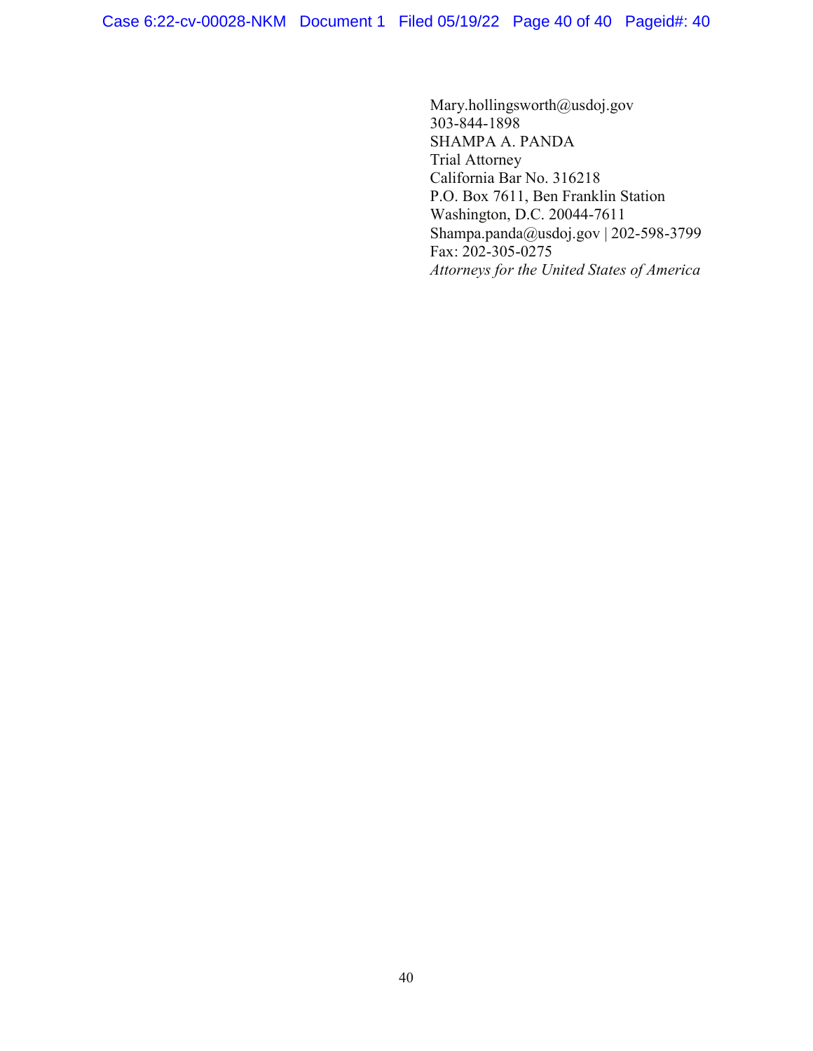Mary.hollingsworth@usdoj.gov
303-844-1898
SHAMPA A. PANDA
Trial Attorney
California Bar No. 316218
P.O. Box 7611, Ben Franklin Station
Washington, D.C. 20044-7611
Shampa.panda@usdoj.gov | 202-598-3799
Fax: 202-305-0275
*Attorneys for the United States of America*